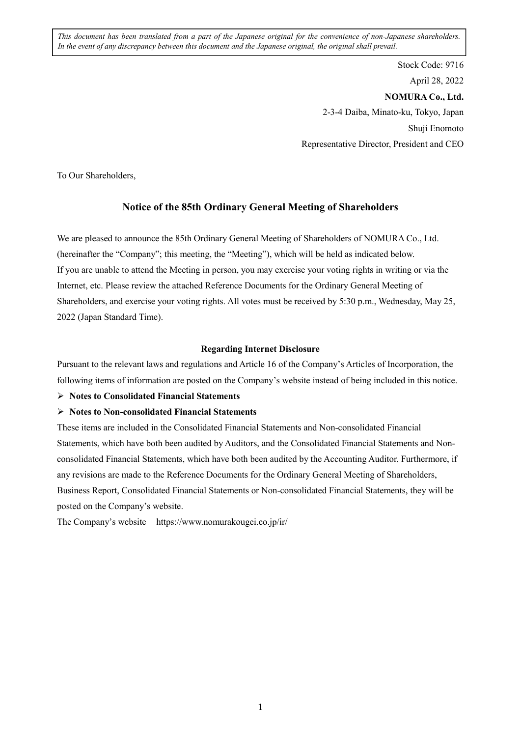*This document has been translated from a part of the Japanese original for the convenience of non-Japanese shareholders. In the event of any discrepancy between this document and the Japanese original, the original shall prevail.*

Stock Code: 9716
April 28, 2022
**NOMURA Co., Ltd.**
2-3-4 Daiba, Minato-ku, Tokyo, Japan
Shuji Enomoto
Representative Director, President and CEO

To Our Shareholders,

## Notice of the 85th Ordinary General Meeting of Shareholders

We are pleased to announce the 85th Ordinary General Meeting of Shareholders of NOMURA Co., Ltd. (hereinafter the "Company"; this meeting, the "Meeting"), which will be held as indicated below.
If you are unable to attend the Meeting in person, you may exercise your voting rights in writing or via the Internet, etc. Please review the attached Reference Documents for the Ordinary General Meeting of Shareholders, and exercise your voting rights. All votes must be received by 5:30 p.m., Wednesday, May 25, 2022 (Japan Standard Time).

### Regarding Internet Disclosure

Pursuant to the relevant laws and regulations and Article 16 of the Company's Articles of Incorporation, the following items of information are posted on the Company's website instead of being included in this notice.

- **Notes to Consolidated Financial Statements**
- **Notes to Non-consolidated Financial Statements**

These items are included in the Consolidated Financial Statements and Non-consolidated Financial Statements, which have both been audited by Auditors, and the Consolidated Financial Statements and Non-consolidated Financial Statements, which have both been audited by the Accounting Auditor. Furthermore, if any revisions are made to the Reference Documents for the Ordinary General Meeting of Shareholders, Business Report, Consolidated Financial Statements or Non-consolidated Financial Statements, they will be posted on the Company's website.

The Company's website https://www.nomurakougei.co.jp/ir/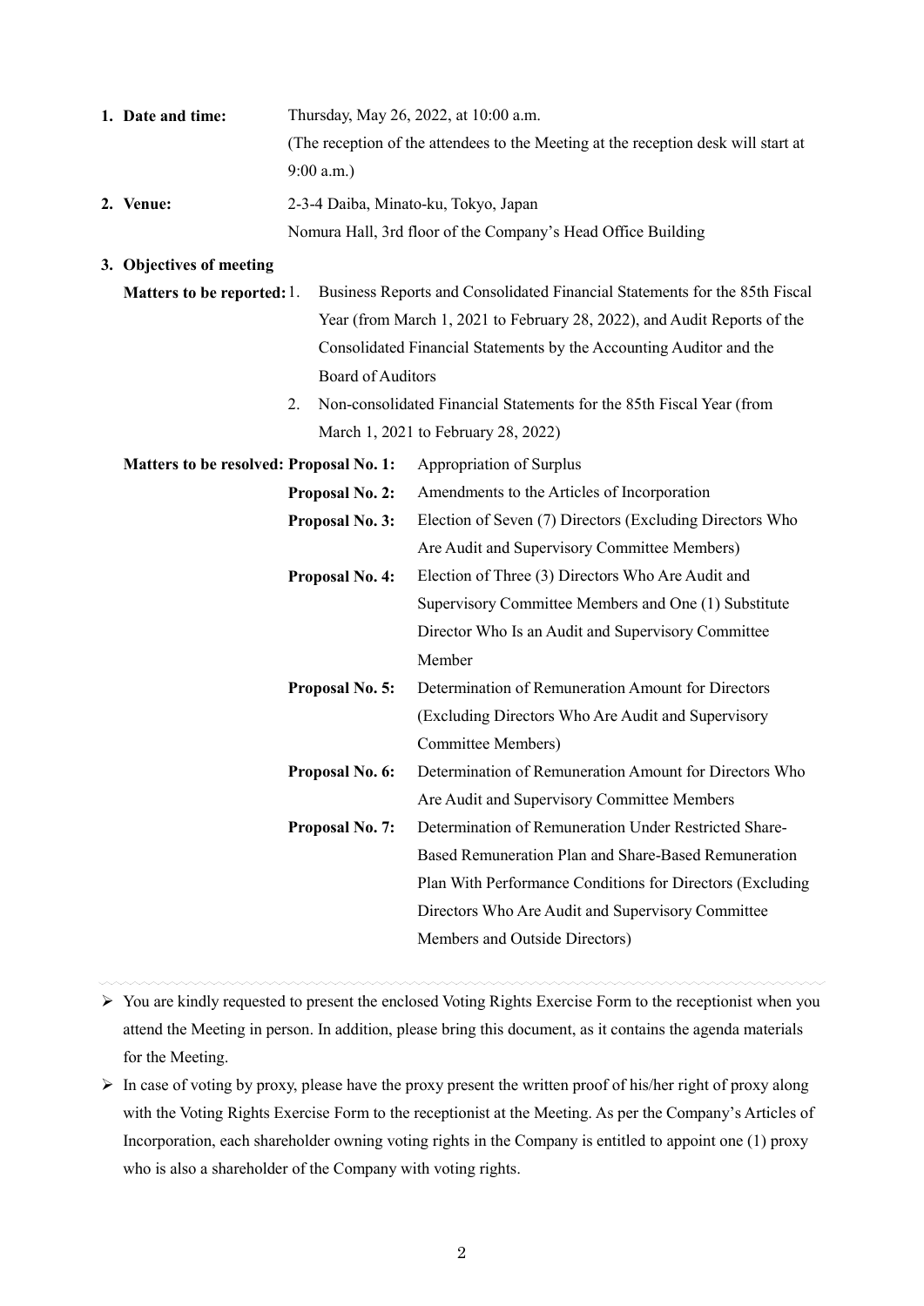1. **Date and time:** Thursday, May 26, 2022, at 10:00 a.m.
   (The reception of the attendees to the Meeting at the reception desk will start at 9:00 a.m.)

2. **Venue:** 2-3-4 Daiba, Minato-ku, Tokyo, Japan
   Nomura Hall, 3rd floor of the Company's Head Office Building

3. **Objectives of meeting**

   **Matters to be reported:**
   1. Business Reports and Consolidated Financial Statements for the 85th Fiscal Year (from March 1, 2021 to February 28, 2022), and Audit Reports of the Consolidated Financial Statements by the Accounting Auditor and the Board of Auditors
   2. Non-consolidated Financial Statements for the 85th Fiscal Year (from March 1, 2021 to February 28, 2022)

   **Matters to be resolved:**

   **Proposal No. 1:** Appropriation of Surplus

   **Proposal No. 2:** Amendments to the Articles of Incorporation

   **Proposal No. 3:** Election of Seven (7) Directors (Excluding Directors Who Are Audit and Supervisory Committee Members)

   **Proposal No. 4:** Election of Three (3) Directors Who Are Audit and Supervisory Committee Members and One (1) Substitute Director Who Is an Audit and Supervisory Committee Member

   **Proposal No. 5:** Determination of Remuneration Amount for Directors (Excluding Directors Who Are Audit and Supervisory Committee Members)

   **Proposal No. 6:** Determination of Remuneration Amount for Directors Who Are Audit and Supervisory Committee Members

   **Proposal No. 7:** Determination of Remuneration Under Restricted Share-Based Remuneration Plan and Share-Based Remuneration Plan With Performance Conditions for Directors (Excluding Directors Who Are Audit and Supervisory Committee Members and Outside Directors)

---

- You are kindly requested to present the enclosed Voting Rights Exercise Form to the receptionist when you attend the Meeting in person. In addition, please bring this document, as it contains the agenda materials for the Meeting.
- In case of voting by proxy, please have the proxy present the written proof of his/her right of proxy along with the Voting Rights Exercise Form to the receptionist at the Meeting. As per the Company's Articles of Incorporation, each shareholder owning voting rights in the Company is entitled to appoint one (1) proxy who is also a shareholder of the Company with voting rights.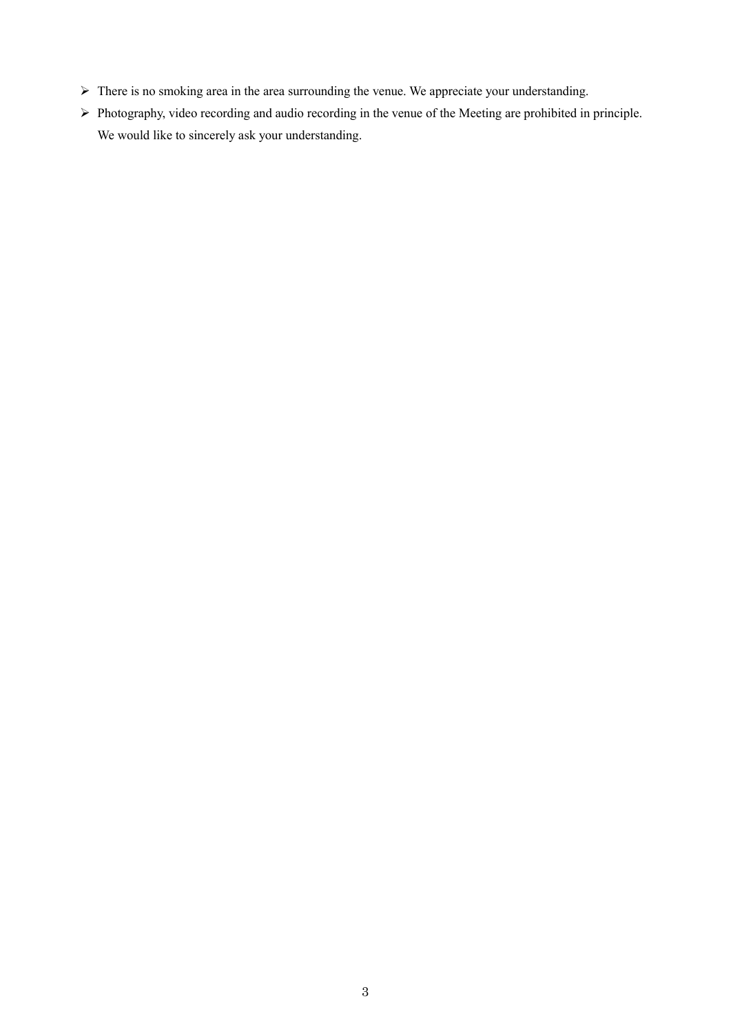- There is no smoking area in the area surrounding the venue. We appreciate your understanding.
- Photography, video recording and audio recording in the venue of the Meeting are prohibited in principle. We would like to sincerely ask your understanding.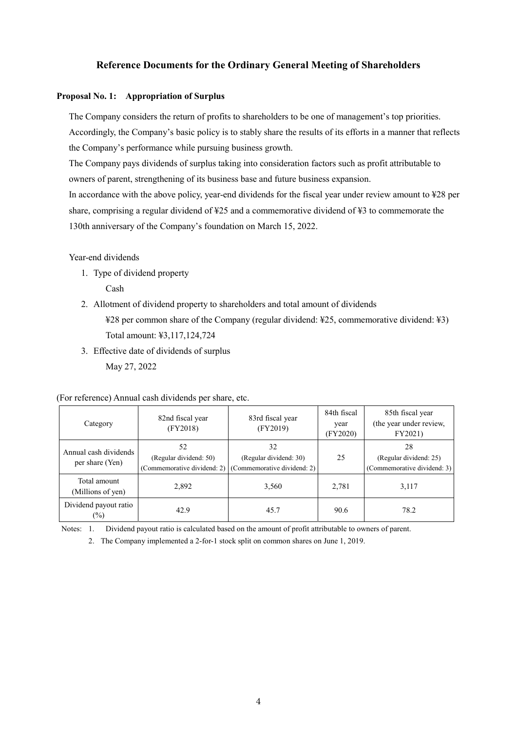# Reference Documents for the Ordinary General Meeting of Shareholders

## Proposal No. 1: Appropriation of Surplus

The Company considers the return of profits to shareholders to be one of management's top priorities. Accordingly, the Company's basic policy is to stably share the results of its efforts in a manner that reflects the Company's performance while pursuing business growth.

The Company pays dividends of surplus taking into consideration factors such as profit attributable to owners of parent, strengthening of its business base and future business expansion.

In accordance with the above policy, year-end dividends for the fiscal year under review amount to ¥28 per share, comprising a regular dividend of ¥25 and a commemorative dividend of ¥3 to commemorate the 130th anniversary of the Company's foundation on March 15, 2022.

Year-end dividends

1. Type of dividend property

   Cash

2. Allotment of dividend property to shareholders and total amount of dividends

   ¥28 per common share of the Company (regular dividend: ¥25, commemorative dividend: ¥3)

   Total amount: ¥3,117,124,724

3. Effective date of dividends of surplus

   May 27, 2022

(For reference) Annual cash dividends per share, etc.

| Category | 82nd fiscal year (FY2018) | 83rd fiscal year (FY2019) | 84th fiscal year (FY2020) | 85th fiscal year (the year under review, FY2021) |
|---|---|---|---|---|
| Annual cash dividends per share (Yen) | 52<br>(Regular dividend: 50)<br>(Commemorative dividend: 2) | 32<br>(Regular dividend: 30)<br>(Commemorative dividend: 2) | 25 | 28<br>(Regular dividend: 25)<br>(Commemorative dividend: 3) |
| Total amount (Millions of yen) | 2,892 | 3,560 | 2,781 | 3,117 |
| Dividend payout ratio (%) | 42.9 | 45.7 | 90.6 | 78.2 |

Notes: 1. Dividend payout ratio is calculated based on the amount of profit attributable to owners of parent.

2. The Company implemented a 2-for-1 stock split on common shares on June 1, 2019.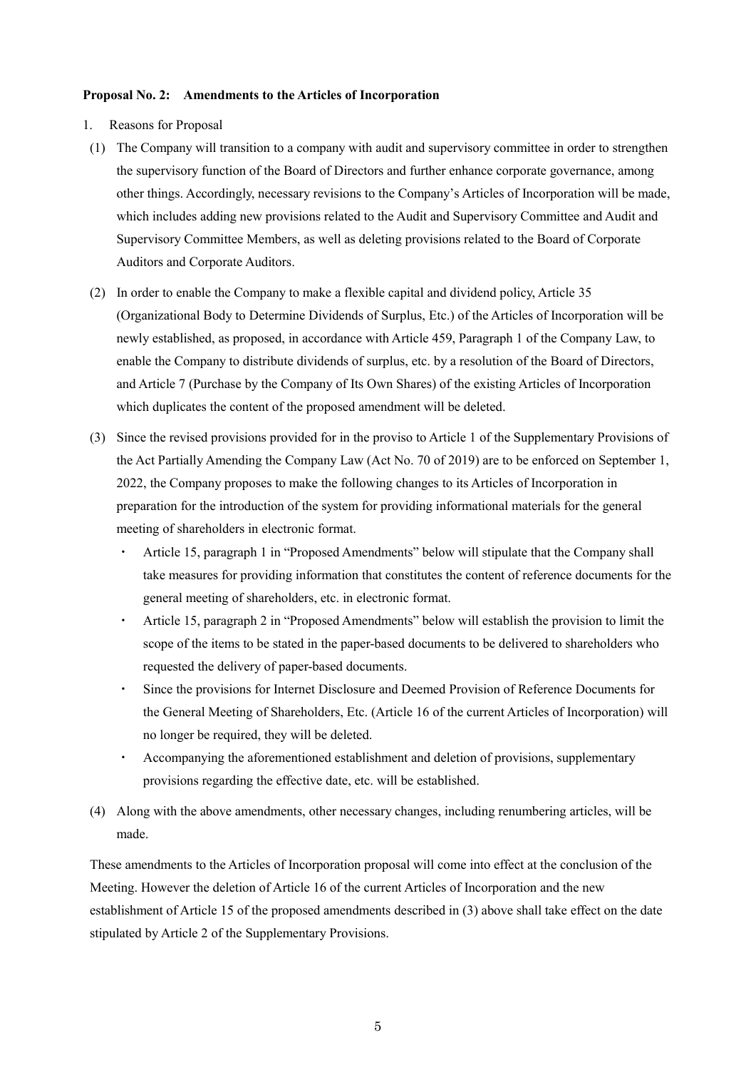**Proposal No. 2: Amendments to the Articles of Incorporation**

1. Reasons for Proposal

(1) The Company will transition to a company with audit and supervisory committee in order to strengthen the supervisory function of the Board of Directors and further enhance corporate governance, among other things. Accordingly, necessary revisions to the Company's Articles of Incorporation will be made, which includes adding new provisions related to the Audit and Supervisory Committee and Audit and Supervisory Committee Members, as well as deleting provisions related to the Board of Corporate Auditors and Corporate Auditors.

(2) In order to enable the Company to make a flexible capital and dividend policy, Article 35 (Organizational Body to Determine Dividends of Surplus, Etc.) of the Articles of Incorporation will be newly established, as proposed, in accordance with Article 459, Paragraph 1 of the Company Law, to enable the Company to distribute dividends of surplus, etc. by a resolution of the Board of Directors, and Article 7 (Purchase by the Company of Its Own Shares) of the existing Articles of Incorporation which duplicates the content of the proposed amendment will be deleted.

(3) Since the revised provisions provided for in the proviso to Article 1 of the Supplementary Provisions of the Act Partially Amending the Company Law (Act No. 70 of 2019) are to be enforced on September 1, 2022, the Company proposes to make the following changes to its Articles of Incorporation in preparation for the introduction of the system for providing informational materials for the general meeting of shareholders in electronic format.

- Article 15, paragraph 1 in "Proposed Amendments" below will stipulate that the Company shall take measures for providing information that constitutes the content of reference documents for the general meeting of shareholders, etc. in electronic format.
- Article 15, paragraph 2 in "Proposed Amendments" below will establish the provision to limit the scope of the items to be stated in the paper-based documents to be delivered to shareholders who requested the delivery of paper-based documents.
- Since the provisions for Internet Disclosure and Deemed Provision of Reference Documents for the General Meeting of Shareholders, Etc. (Article 16 of the current Articles of Incorporation) will no longer be required, they will be deleted.
- Accompanying the aforementioned establishment and deletion of provisions, supplementary provisions regarding the effective date, etc. will be established.

(4) Along with the above amendments, other necessary changes, including renumbering articles, will be made.

These amendments to the Articles of Incorporation proposal will come into effect at the conclusion of the Meeting. However the deletion of Article 16 of the current Articles of Incorporation and the new establishment of Article 15 of the proposed amendments described in (3) above shall take effect on the date stipulated by Article 2 of the Supplementary Provisions.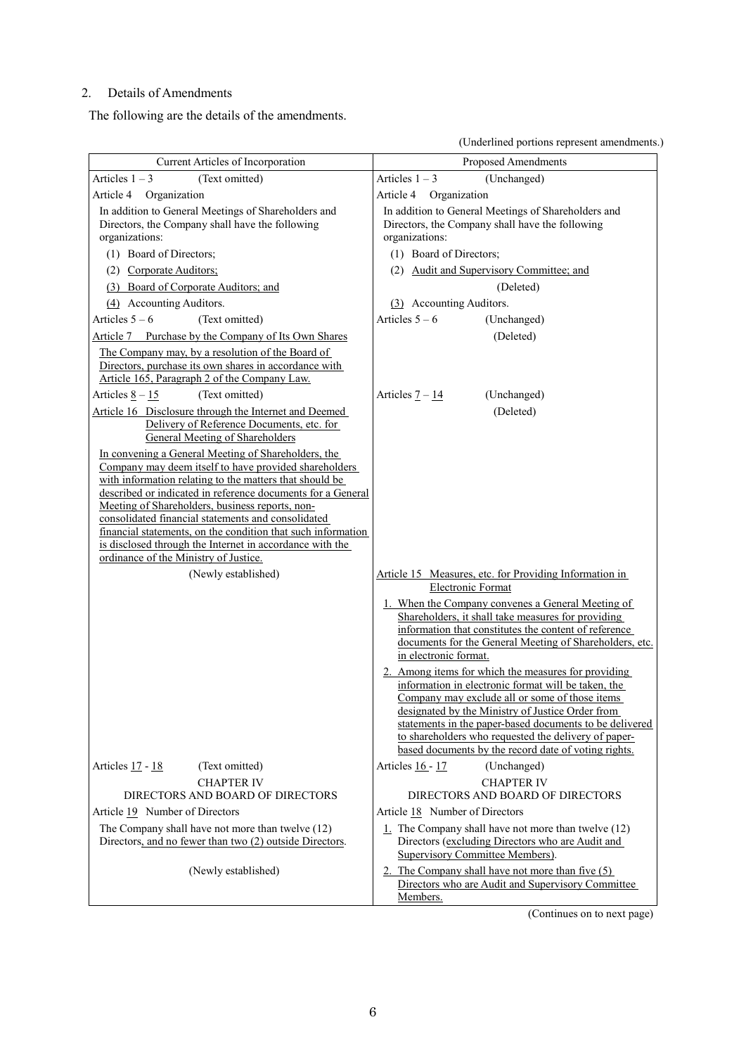2. Details of Amendments

The following are the details of the amendments.

(Underlined portions represent amendments.)

| Current Articles of Incorporation | Proposed Amendments |
|---|---|
| Articles 1 – 3 (Text omitted) | Articles 1 – 3 (Unchanged) |
| Article 4 Organization<br>In addition to General Meetings of Shareholders and Directors, the Company shall have the following organizations:<br>(1) Board of Directors;<br>(2) Corporate Auditors;<br>(3) Board of Corporate Auditors; and<br>(4) Accounting Auditors. | Article 4 Organization<br>In addition to General Meetings of Shareholders and Directors, the Company shall have the following organizations:<br>(1) Board of Directors;<br>(2) Audit and Supervisory Committee; and<br>(Deleted)<br>(3) Accounting Auditors. |
| Articles 5 – 6 (Text omitted) | Articles 5 – 6 (Unchanged) |
| Article 7 Purchase by the Company of Its Own Shares<br>The Company may, by a resolution of the Board of Directors, purchase its own shares in accordance with Article 165, Paragraph 2 of the Company Law. | (Deleted) |
| Articles 8 – 15 (Text omitted) | Articles 7 – 14 (Unchanged) |
| Article 16 Disclosure through the Internet and Deemed Delivery of Reference Documents, etc. for General Meeting of Shareholders<br>In convening a General Meeting of Shareholders, the Company may deem itself to have provided shareholders with information relating to the matters that should be described or indicated in reference documents for a General Meeting of Shareholders, business reports, non-consolidated financial statements and consolidated financial statements, on the condition that such information is disclosed through the Internet in accordance with the ordinance of the Ministry of Justice. | (Deleted) |
| (Newly established) | Article 15 Measures, etc. for Providing Information in Electronic Format<br>1. When the Company convenes a General Meeting of Shareholders, it shall take measures for providing information that constitutes the content of reference documents for the General Meeting of Shareholders, etc. in electronic format.<br>2. Among items for which the measures for providing information in electronic format will be taken, the Company may exclude all or some of those items designated by the Ministry of Justice Order from statements in the paper-based documents to be delivered to shareholders who requested the delivery of paper-based documents by the record date of voting rights. |
| Articles 17 - 18 (Text omitted) | Articles 16 - 17 (Unchanged) |
| CHAPTER IV<br>DIRECTORS AND BOARD OF DIRECTORS | CHAPTER IV<br>DIRECTORS AND BOARD OF DIRECTORS |
| Article 19 Number of Directors<br>The Company shall have not more than twelve (12) Directors, and no fewer than two (2) outside Directors. | Article 18 Number of Directors<br>1. The Company shall have not more than twelve (12) Directors (excluding Directors who are Audit and Supervisory Committee Members). |
| (Newly established) | 2. The Company shall have not more than five (5) Directors who are Audit and Supervisory Committee Members. |

(Continues on to next page)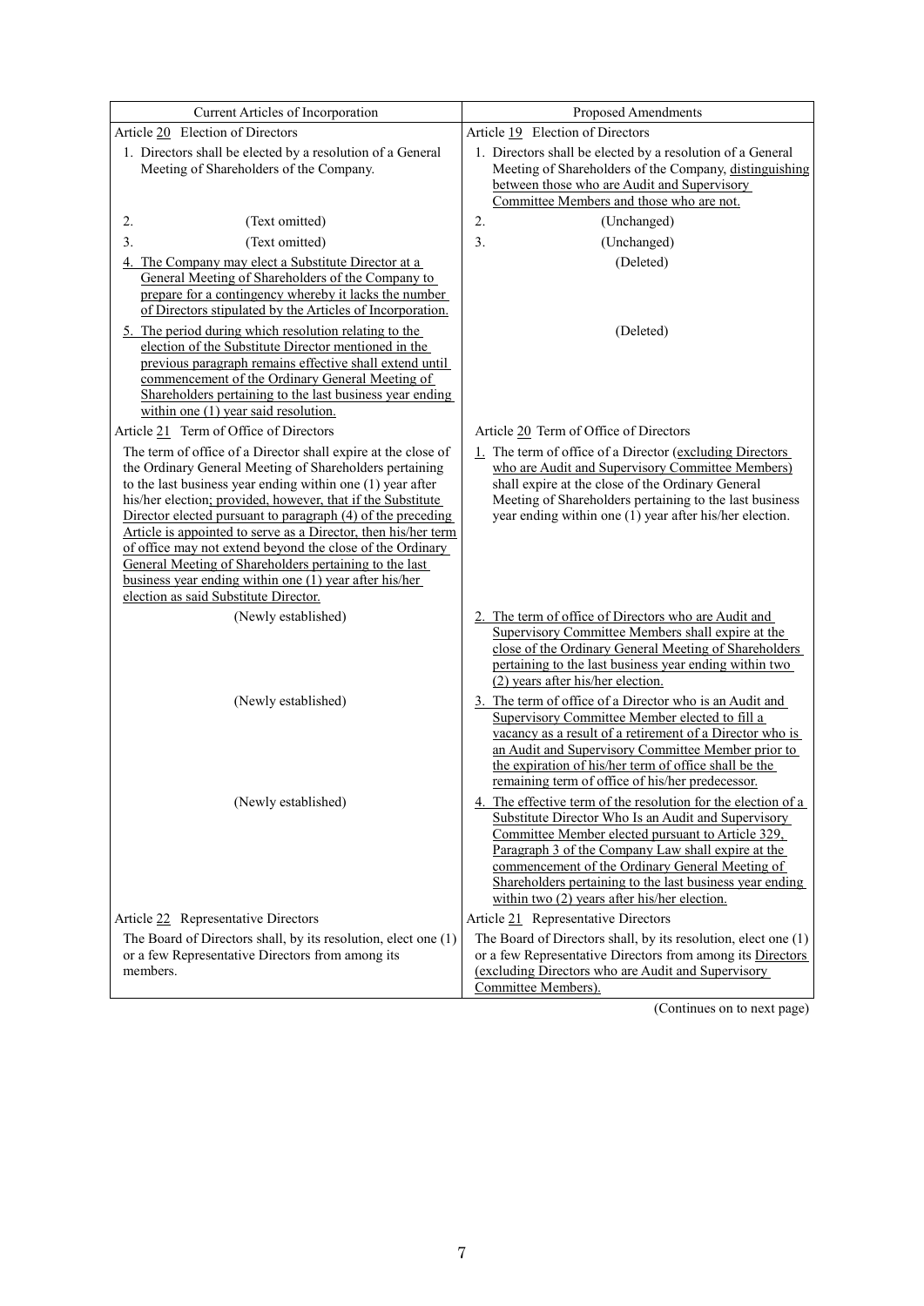| Current Articles of Incorporation | Proposed Amendments |
|---|---|
| Article 20 Election of Directors | Article 19 Election of Directors |
| 1. Directors shall be elected by a resolution of a General Meeting of Shareholders of the Company. | 1. Directors shall be elected by a resolution of a General Meeting of Shareholders of the Company, distinguishing between those who are Audit and Supervisory Committee Members and those who are not. |
| 2. (Text omitted) | 2. (Unchanged) |
| 3. (Text omitted) | 3. (Unchanged) |
| 4. The Company may elect a Substitute Director at a General Meeting of Shareholders of the Company to prepare for a contingency whereby it lacks the number of Directors stipulated by the Articles of Incorporation. | (Deleted) |
| 5. The period during which resolution relating to the election of the Substitute Director mentioned in the previous paragraph remains effective shall extend until commencement of the Ordinary General Meeting of Shareholders pertaining to the last business year ending within one (1) year said resolution. | (Deleted) |
| Article 21 Term of Office of Directors | Article 20 Term of Office of Directors |
| The term of office of a Director shall expire at the close of the Ordinary General Meeting of Shareholders pertaining to the last business year ending within one (1) year after his/her election; provided, however, that if the Substitute Director elected pursuant to paragraph (4) of the preceding Article is appointed to serve as a Director, then his/her term of office may not extend beyond the close of the Ordinary General Meeting of Shareholders pertaining to the last business year ending within one (1) year after his/her election as said Substitute Director. | 1. The term of office of a Director (excluding Directors who are Audit and Supervisory Committee Members) shall expire at the close of the Ordinary General Meeting of Shareholders pertaining to the last business year ending within one (1) year after his/her election. |
| (Newly established) | 2. The term of office of Directors who are Audit and Supervisory Committee Members shall expire at the close of the Ordinary General Meeting of Shareholders pertaining to the last business year ending within two (2) years after his/her election. |
| (Newly established) | 3. The term of office of a Director who is an Audit and Supervisory Committee Member elected to fill a vacancy as a result of a retirement of a Director who is an Audit and Supervisory Committee Member prior to the expiration of his/her term of office shall be the remaining term of office of his/her predecessor. |
| (Newly established) | 4. The effective term of the resolution for the election of a Substitute Director Who Is an Audit and Supervisory Committee Member elected pursuant to Article 329, Paragraph 3 of the Company Law shall expire at the commencement of the Ordinary General Meeting of Shareholders pertaining to the last business year ending within two (2) years after his/her election. |
| Article 22 Representative Directors | Article 21 Representative Directors |
| The Board of Directors shall, by its resolution, elect one (1) or a few Representative Directors from among its members. | The Board of Directors shall, by its resolution, elect one (1) or a few Representative Directors from among its Directors (excluding Directors who are Audit and Supervisory Committee Members). |

(Continues on to next page)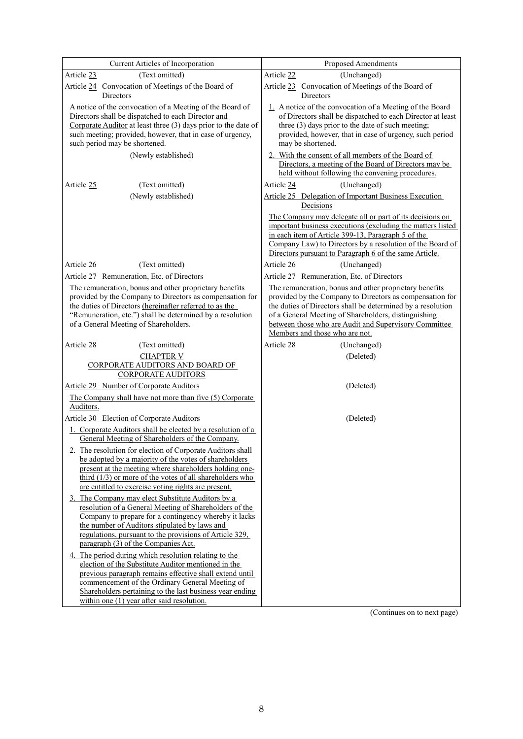| Current Articles of Incorporation | Proposed Amendments |
| --- | --- |
| Article 23 (Text omitted) | Article 22 (Unchanged) |
| Article 24 Convocation of Meetings of the Board of Directors<br><br>A notice of the convocation of a Meeting of the Board of Directors shall be dispatched to each Director and Corporate Auditor at least three (3) days prior to the date of such meeting; provided, however, that in case of urgency, such period may be shortened. | Article 23 Convocation of Meetings of the Board of Directors<br><br>1. A notice of the convocation of a Meeting of the Board of Directors shall be dispatched to each Director at least three (3) days prior to the date of such meeting; provided, however, that in case of urgency, such period may be shortened. |
| (Newly established) | 2. With the consent of all members of the Board of Directors, a meeting of the Board of Directors may be held without following the convening procedures. |
| Article 25 (Text omitted) | Article 24 (Unchanged) |
| (Newly established) | Article 25 Delegation of Important Business Execution Decisions<br><br>The Company may delegate all or part of its decisions on important business executions (excluding the matters listed in each item of Article 399-13, Paragraph 5 of the Company Law) to Directors by a resolution of the Board of Directors pursuant to Paragraph 6 of the same Article. |
| Article 26 (Text omitted) | Article 26 (Unchanged) |
| Article 27 Remuneration, Etc. of Directors<br><br>The remuneration, bonus and other proprietary benefits provided by the Company to Directors as compensation for the duties of Directors (hereinafter referred to as the "Remuneration, etc.") shall be determined by a resolution of a General Meeting of Shareholders. | Article 27 Remuneration, Etc. of Directors<br><br>The remuneration, bonus and other proprietary benefits provided by the Company to Directors as compensation for the duties of Directors shall be determined by a resolution of a General Meeting of Shareholders, distinguishing between those who are Audit and Supervisory Committee Members and those who are not. |
| Article 28 (Text omitted) | Article 28 (Unchanged) |
| CHAPTER V<br>CORPORATE AUDITORS AND BOARD OF CORPORATE AUDITORS | (Deleted) |
| Article 29 Number of Corporate Auditors<br><br>The Company shall have not more than five (5) Corporate Auditors. | (Deleted) |
| Article 30 Election of Corporate Auditors<br><br>1. Corporate Auditors shall be elected by a resolution of a General Meeting of Shareholders of the Company.<br><br>2. The resolution for election of Corporate Auditors shall be adopted by a majority of the votes of shareholders present at the meeting where shareholders holding one-third (1/3) or more of the votes of all shareholders who are entitled to exercise voting rights are present.<br><br>3. The Company may elect Substitute Auditors by a resolution of a General Meeting of Shareholders of the Company to prepare for a contingency whereby it lacks the number of Auditors stipulated by laws and regulations, pursuant to the provisions of Article 329, paragraph (3) of the Companies Act.<br><br>4. The period during which resolution relating to the election of the Substitute Auditor mentioned in the previous paragraph remains effective shall extend until commencement of the Ordinary General Meeting of Shareholders pertaining to the last business year ending within one (1) year after said resolution. | (Deleted) |

(Continues on to next page)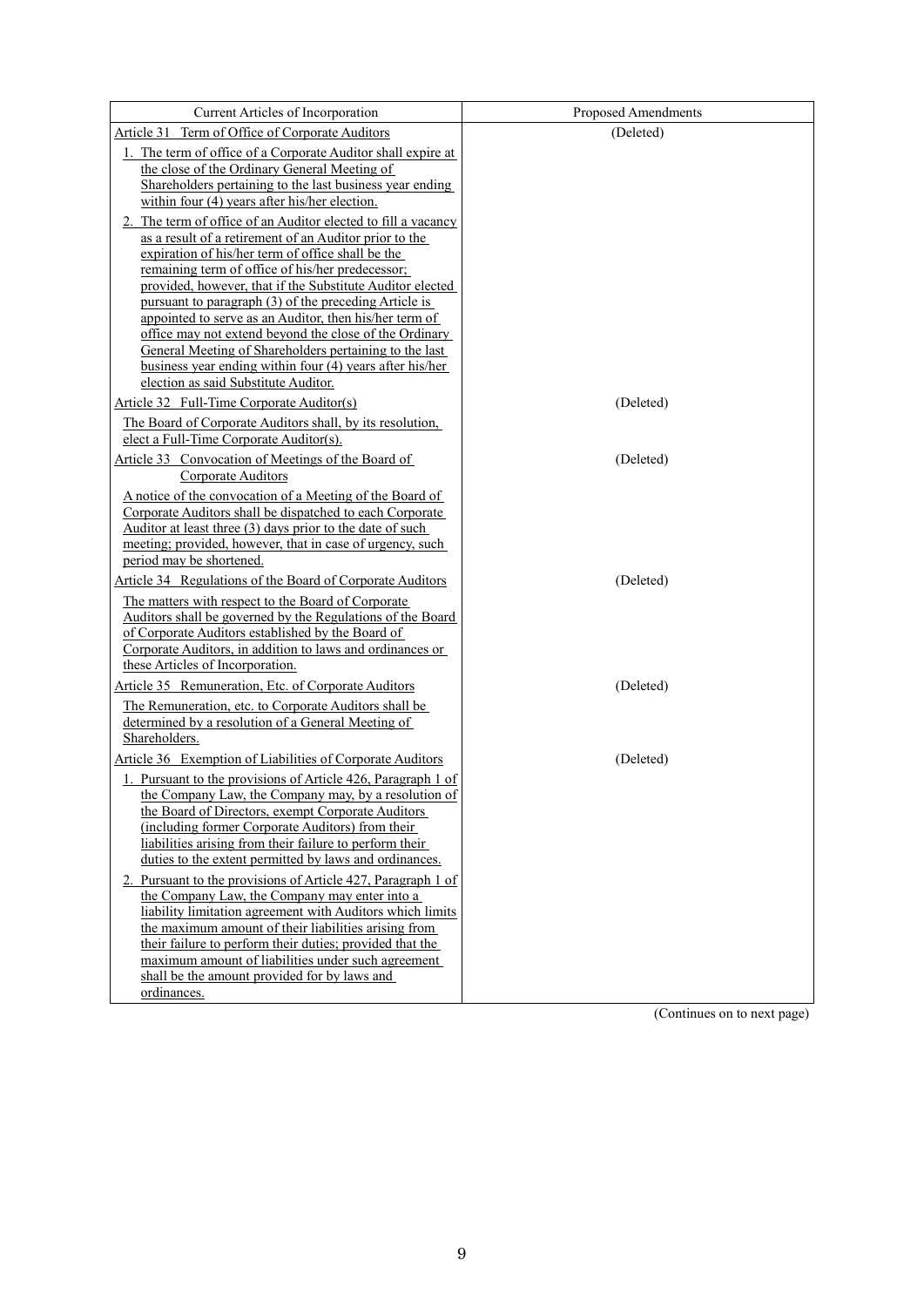| Current Articles of Incorporation | Proposed Amendments |
|---|---|
| Article 31 Term of Office of Corporate Auditors<br>1. The term of office of a Corporate Auditor shall expire at the close of the Ordinary General Meeting of Shareholders pertaining to the last business year ending within four (4) years after his/her election.<br>2. The term of office of an Auditor elected to fill a vacancy as a result of a retirement of an Auditor prior to the expiration of his/her term of office shall be the remaining term of office of his/her predecessor; provided, however, that if the Substitute Auditor elected pursuant to paragraph (3) of the preceding Article is appointed to serve as an Auditor, then his/her term of office may not extend beyond the close of the Ordinary General Meeting of Shareholders pertaining to the last business year ending within four (4) years after his/her election as said Substitute Auditor. | (Deleted) |
| Article 32 Full-Time Corporate Auditor(s)<br>The Board of Corporate Auditors shall, by its resolution, elect a Full-Time Corporate Auditor(s). | (Deleted) |
| Article 33 Convocation of Meetings of the Board of Corporate Auditors<br>A notice of the convocation of a Meeting of the Board of Corporate Auditors shall be dispatched to each Corporate Auditor at least three (3) days prior to the date of such meeting; provided, however, that in case of urgency, such period may be shortened. | (Deleted) |
| Article 34 Regulations of the Board of Corporate Auditors<br>The matters with respect to the Board of Corporate Auditors shall be governed by the Regulations of the Board of Corporate Auditors established by the Board of Corporate Auditors, in addition to laws and ordinances or these Articles of Incorporation. | (Deleted) |
| Article 35 Remuneration, Etc. of Corporate Auditors<br>The Remuneration, etc. to Corporate Auditors shall be determined by a resolution of a General Meeting of Shareholders. | (Deleted) |
| Article 36 Exemption of Liabilities of Corporate Auditors<br>1. Pursuant to the provisions of Article 426, Paragraph 1 of the Company Law, the Company may, by a resolution of the Board of Directors, exempt Corporate Auditors (including former Corporate Auditors) from their liabilities arising from their failure to perform their duties to the extent permitted by laws and ordinances.<br>2. Pursuant to the provisions of Article 427, Paragraph 1 of the Company Law, the Company may enter into a liability limitation agreement with Auditors which limits the maximum amount of their liabilities arising from their failure to perform their duties; provided that the maximum amount of liabilities under such agreement shall be the amount provided for by laws and ordinances. | (Deleted) |

(Continues on to next page)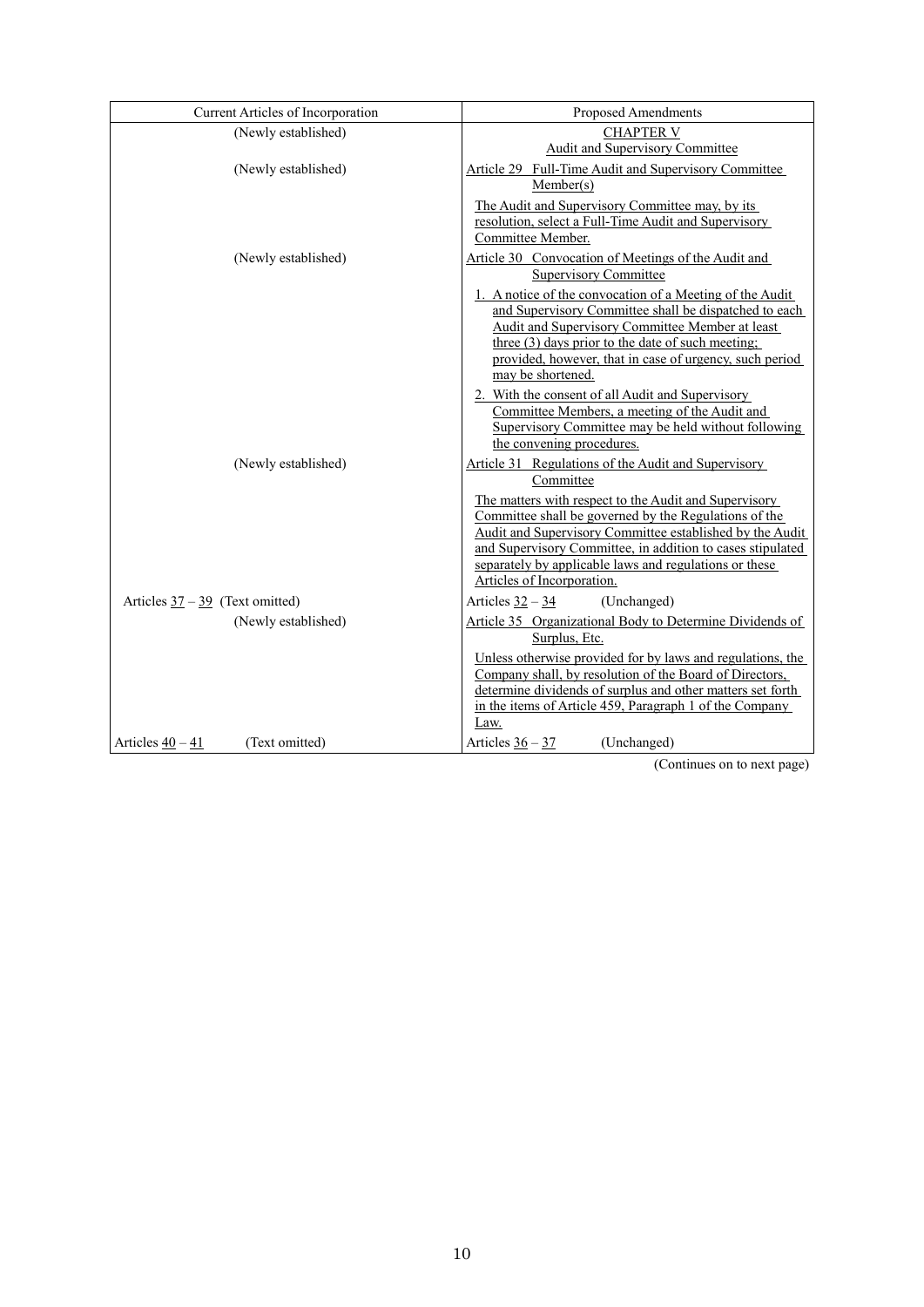| Current Articles of Incorporation | Proposed Amendments |
|---|---|
| (Newly established) | CHAPTER V<br>Audit and Supervisory Committee |
| (Newly established) | Article 29 Full-Time Audit and Supervisory Committee Member(s)<br><br>The Audit and Supervisory Committee may, by its resolution, select a Full-Time Audit and Supervisory Committee Member. |
| (Newly established) | Article 30 Convocation of Meetings of the Audit and Supervisory Committee<br><br>1. A notice of the convocation of a Meeting of the Audit and Supervisory Committee shall be dispatched to each Audit and Supervisory Committee Member at least three (3) days prior to the date of such meeting; provided, however, that in case of urgency, such period may be shortened.<br><br>2. With the consent of all Audit and Supervisory Committee Members, a meeting of the Audit and Supervisory Committee may be held without following the convening procedures. |
| (Newly established) | Article 31 Regulations of the Audit and Supervisory Committee<br><br>The matters with respect to the Audit and Supervisory Committee shall be governed by the Regulations of the Audit and Supervisory Committee established by the Audit and Supervisory Committee, in addition to cases stipulated separately by applicable laws and regulations or these Articles of Incorporation. |
| Articles 37 – 39 (Text omitted) | Articles 32 – 34 (Unchanged) |
| (Newly established) | Article 35 Organizational Body to Determine Dividends of Surplus, Etc.<br><br>Unless otherwise provided for by laws and regulations, the Company shall, by resolution of the Board of Directors, determine dividends of surplus and other matters set forth in the items of Article 459, Paragraph 1 of the Company Law. |
| Articles 40 – 41 (Text omitted) | Articles 36 – 37 (Unchanged) |

(Continues on to next page)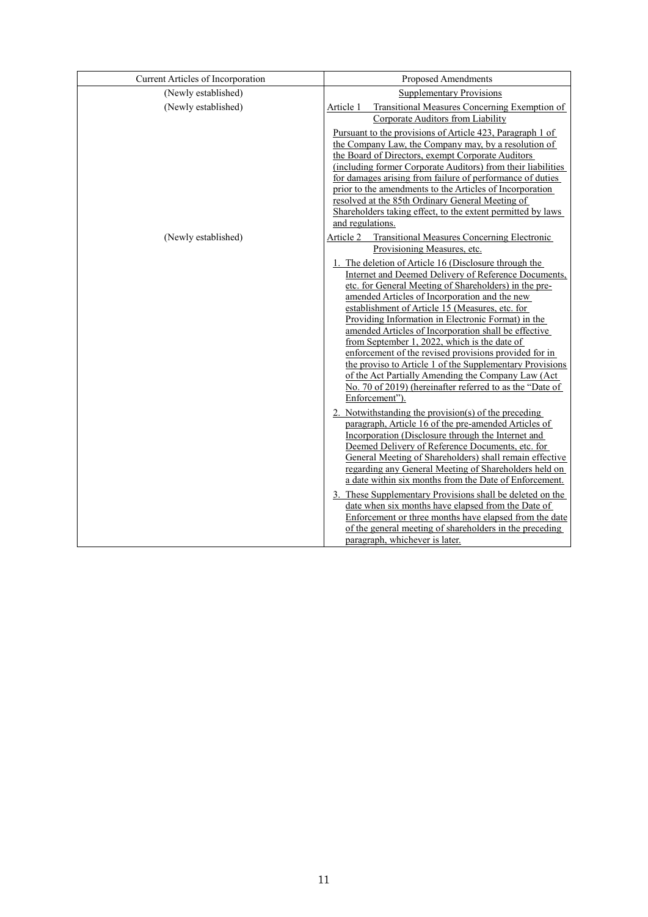| Current Articles of Incorporation | Proposed Amendments |
|---|---|
| (Newly established) | Supplementary Provisions |
| (Newly established) | Article 1 Transitional Measures Concerning Exemption of Corporate Auditors from Liability<br><br>Pursuant to the provisions of Article 423, Paragraph 1 of the Company Law, the Company may, by a resolution of the Board of Directors, exempt Corporate Auditors (including former Corporate Auditors) from their liabilities for damages arising from failure of performance of duties prior to the amendments to the Articles of Incorporation resolved at the 85th Ordinary General Meeting of Shareholders taking effect, to the extent permitted by laws and regulations. |
| (Newly established) | Article 2 Transitional Measures Concerning Electronic Provisioning Measures, etc.<br><br>1. The deletion of Article 16 (Disclosure through the Internet and Deemed Delivery of Reference Documents, etc. for General Meeting of Shareholders) in the pre-amended Articles of Incorporation and the new establishment of Article 15 (Measures, etc. for Providing Information in Electronic Format) in the amended Articles of Incorporation shall be effective from September 1, 2022, which is the date of enforcement of the revised provisions provided for in the proviso to Article 1 of the Supplementary Provisions of the Act Partially Amending the Company Law (Act No. 70 of 2019) (hereinafter referred to as the "Date of Enforcement").<br><br>2. Notwithstanding the provision(s) of the preceding paragraph, Article 16 of the pre-amended Articles of Incorporation (Disclosure through the Internet and Deemed Delivery of Reference Documents, etc. for General Meeting of Shareholders) shall remain effective regarding any General Meeting of Shareholders held on a date within six months from the Date of Enforcement.<br><br>3. These Supplementary Provisions shall be deleted on the date when six months have elapsed from the Date of Enforcement or three months have elapsed from the date of the general meeting of shareholders in the preceding paragraph, whichever is later. |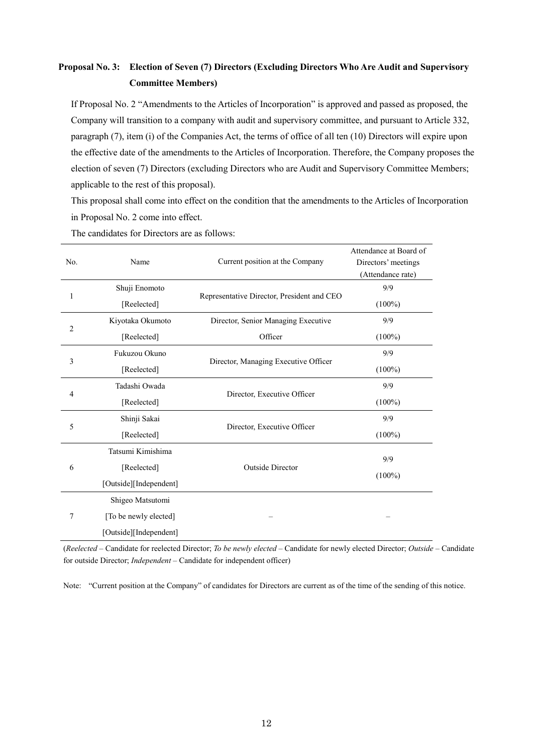### Proposal No. 3: Election of Seven (7) Directors (Excluding Directors Who Are Audit and Supervisory Committee Members)

If Proposal No. 2 "Amendments to the Articles of Incorporation" is approved and passed as proposed, the Company will transition to a company with audit and supervisory committee, and pursuant to Article 332, paragraph (7), item (i) of the Companies Act, the terms of office of all ten (10) Directors will expire upon the effective date of the amendments to the Articles of Incorporation. Therefore, the Company proposes the election of seven (7) Directors (excluding Directors who are Audit and Supervisory Committee Members; applicable to the rest of this proposal).

This proposal shall come into effect on the condition that the amendments to the Articles of Incorporation in Proposal No. 2 come into effect.

The candidates for Directors are as follows:

| No. | Name | Current position at the Company | Attendance at Board of Directors' meetings (Attendance rate) |
|---|---|---|---|
| 1 | Shuji Enomoto [Reelected] | Representative Director, President and CEO | 9/9 (100%) |
| 2 | Kiyotaka Okumoto [Reelected] | Director, Senior Managing Executive Officer | 9/9 (100%) |
| 3 | Fukuzou Okuno [Reelected] | Director, Managing Executive Officer | 9/9 (100%) |
| 4 | Tadashi Owada [Reelected] | Director, Executive Officer | 9/9 (100%) |
| 5 | Shinji Sakai [Reelected] | Director, Executive Officer | 9/9 (100%) |
| 6 | Tatsumi Kimishima [Reelected] [Outside][Independent] | Outside Director | 9/9 (100%) |
| 7 | Shigeo Matsutomi [To be newly elected] [Outside][Independent] | – | – |

(*Reelected* – Candidate for reelected Director; *To be newly elected* – Candidate for newly elected Director; *Outside* – Candidate for outside Director; *Independent* – Candidate for independent officer)

Note: "Current position at the Company" of candidates for Directors are current as of the time of the sending of this notice.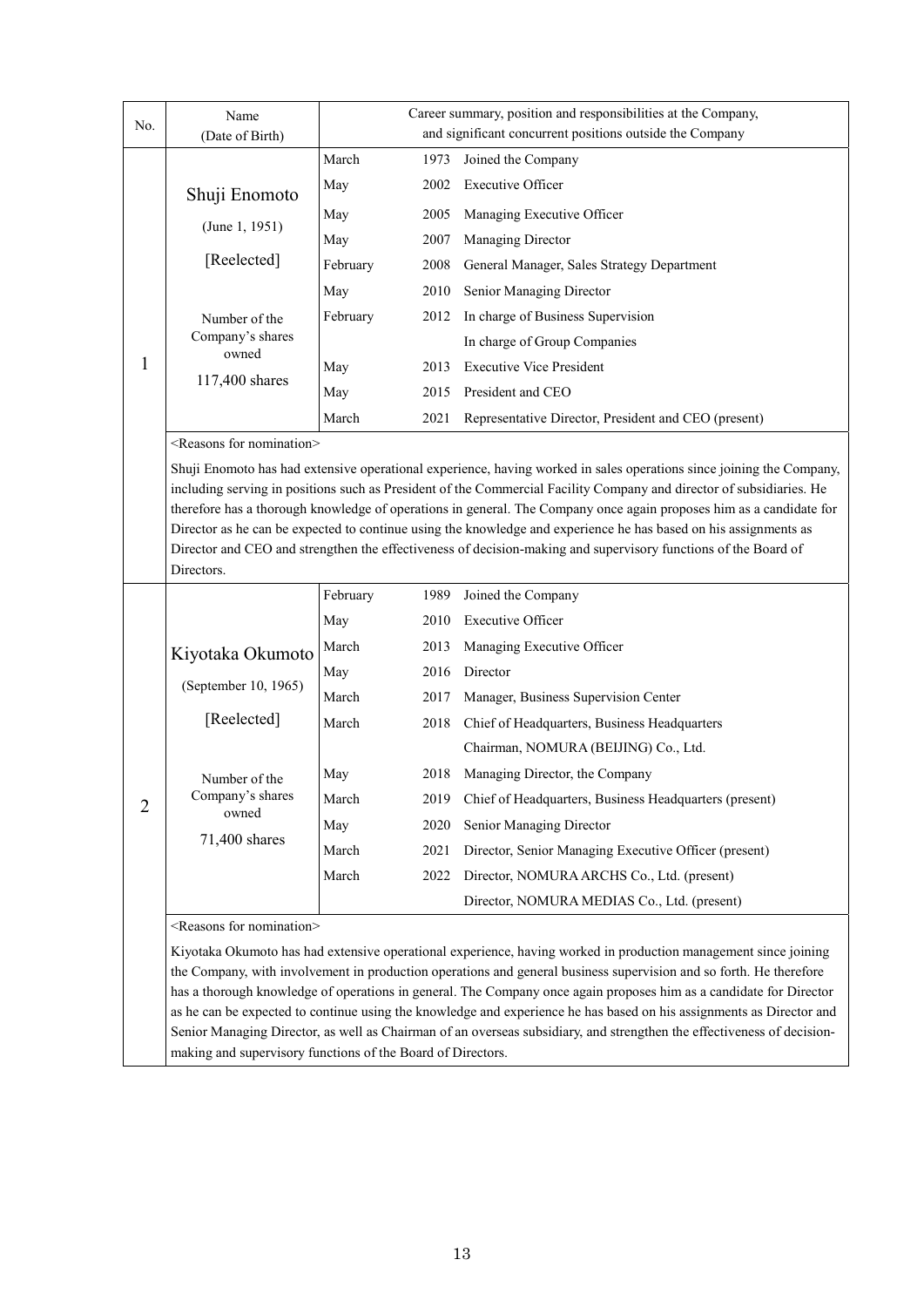| No. | Name (Date of Birth) | Career summary, position and responsibilities at the Company, and significant concurrent positions outside the Company | | |
|---|---|---|---|---|
| 1 | Shuji Enomoto<br>(June 1, 1951)<br>[Reelected]<br><br>Number of the Company's shares owned<br>117,400 shares | March | 1973 | Joined the Company |
| | | May | 2002 | Executive Officer |
| | | May | 2005 | Managing Executive Officer |
| | | May | 2007 | Managing Director |
| | | February | 2008 | General Manager, Sales Strategy Department |
| | | May | 2010 | Senior Managing Director |
| | | February | 2012 | In charge of Business Supervision<br>In charge of Group Companies |
| | | May | 2013 | Executive Vice President |
| | | May | 2015 | President and CEO |
| | | March | 2021 | Representative Director, President and CEO (present) |
| | <Reasons for nomination><br>Shuji Enomoto has had extensive operational experience, having worked in sales operations since joining the Company, including serving in positions such as President of the Commercial Facility Company and director of subsidiaries. He therefore has a thorough knowledge of operations in general. The Company once again proposes him as a candidate for Director as he can be expected to continue using the knowledge and experience he has based on his assignments as Director and CEO and strengthen the effectiveness of decision-making and supervisory functions of the Board of Directors. | | | |
| 2 | Kiyotaka Okumoto<br>(September 10, 1965)<br>[Reelected]<br><br>Number of the Company's shares owned<br>71,400 shares | February | 1989 | Joined the Company |
| | | May | 2010 | Executive Officer |
| | | March | 2013 | Managing Executive Officer |
| | | May | 2016 | Director |
| | | March | 2017 | Manager, Business Supervision Center |
| | | March | 2018 | Chief of Headquarters, Business Headquarters<br>Chairman, NOMURA (BEIJING) Co., Ltd. |
| | | May | 2018 | Managing Director, the Company |
| | | March | 2019 | Chief of Headquarters, Business Headquarters (present) |
| | | May | 2020 | Senior Managing Director |
| | | March | 2021 | Director, Senior Managing Executive Officer (present) |
| | | March | 2022 | Director, NOMURA ARCHS Co., Ltd. (present)<br>Director, NOMURA MEDIAS Co., Ltd. (present) |
| | <Reasons for nomination><br>Kiyotaka Okumoto has had extensive operational experience, having worked in production management since joining the Company, with involvement in production operations and general business supervision and so forth. He therefore has a thorough knowledge of operations in general. The Company once again proposes him as a candidate for Director as he can be expected to continue using the knowledge and experience he has based on his assignments as Director and Senior Managing Director, as well as Chairman of an overseas subsidiary, and strengthen the effectiveness of decision-making and supervisory functions of the Board of Directors. | | | |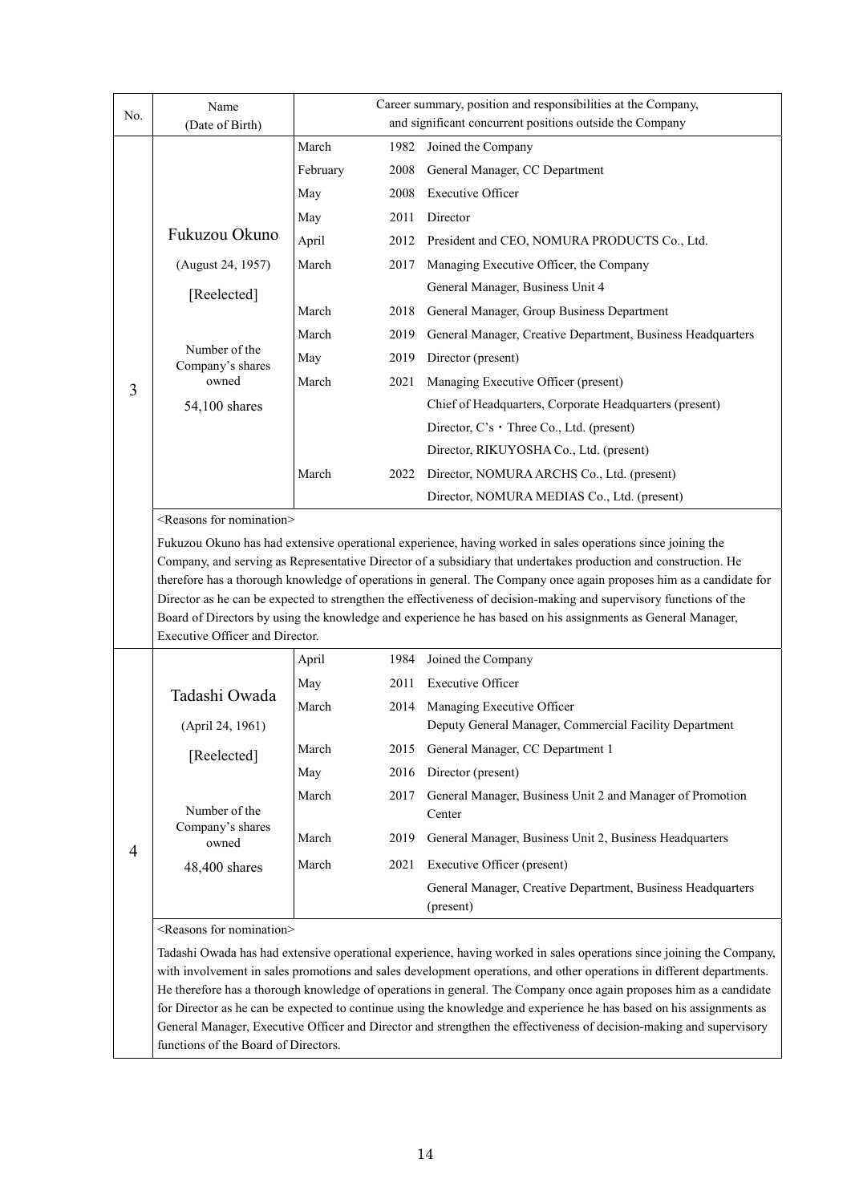| No. | Name (Date of Birth) | Career summary, position and responsibilities at the Company, and significant concurrent positions outside the Company | | |
|---|---|---|---|---|
| 3 | Fukuzou Okuno<br>(August 24, 1957)<br>[Reelected]<br><br>Number of the Company's shares owned<br>54,100 shares | March | 1982 | Joined the Company |
| | | February | 2008 | General Manager, CC Department |
| | | May | 2008 | Executive Officer |
| | | May | 2011 | Director |
| | | April | 2012 | President and CEO, NOMURA PRODUCTS Co., Ltd. |
| | | March | 2017 | Managing Executive Officer, the Company<br>General Manager, Business Unit 4 |
| | | March | 2018 | General Manager, Group Business Department |
| | | March | 2019 | General Manager, Creative Department, Business Headquarters |
| | | May | 2019 | Director (present) |
| | | March | 2021 | Managing Executive Officer (present)<br>Chief of Headquarters, Corporate Headquarters (present)<br>Director, C's・Three Co., Ltd. (present)<br>Director, RIKUYOSHA Co., Ltd. (present) |
| | | March | 2022 | Director, NOMURA ARCHS Co., Ltd. (present)<br>Director, NOMURA MEDIAS Co., Ltd. (present) |
| | <Reasons for nomination><br>Fukuzou Okuno has had extensive operational experience, having worked in sales operations since joining the Company, and serving as Representative Director of a subsidiary that undertakes production and construction. He therefore has a thorough knowledge of operations in general. The Company once again proposes him as a candidate for Director as he can be expected to strengthen the effectiveness of decision-making and supervisory functions of the Board of Directors by using the knowledge and experience he has based on his assignments as General Manager, Executive Officer and Director. | | | |
| 4 | Tadashi Owada<br>(April 24, 1961)<br>[Reelected]<br><br>Number of the Company's shares owned<br>48,400 shares | April | 1984 | Joined the Company |
| | | May | 2011 | Executive Officer |
| | | March | 2014 | Managing Executive Officer<br>Deputy General Manager, Commercial Facility Department |
| | | March | 2015 | General Manager, CC Department 1 |
| | | May | 2016 | Director (present) |
| | | March | 2017 | General Manager, Business Unit 2 and Manager of Promotion Center |
| | | March | 2019 | General Manager, Business Unit 2, Business Headquarters |
| | | March | 2021 | Executive Officer (present)<br>General Manager, Creative Department, Business Headquarters (present) |
| | <Reasons for nomination><br>Tadashi Owada has had extensive operational experience, having worked in sales operations since joining the Company, with involvement in sales promotions and sales development operations, and other operations in different departments. He therefore has a thorough knowledge of operations in general. The Company once again proposes him as a candidate for Director as he can be expected to continue using the knowledge and experience he has based on his assignments as General Manager, Executive Officer and Director and strengthen the effectiveness of decision-making and supervisory functions of the Board of Directors. | | | |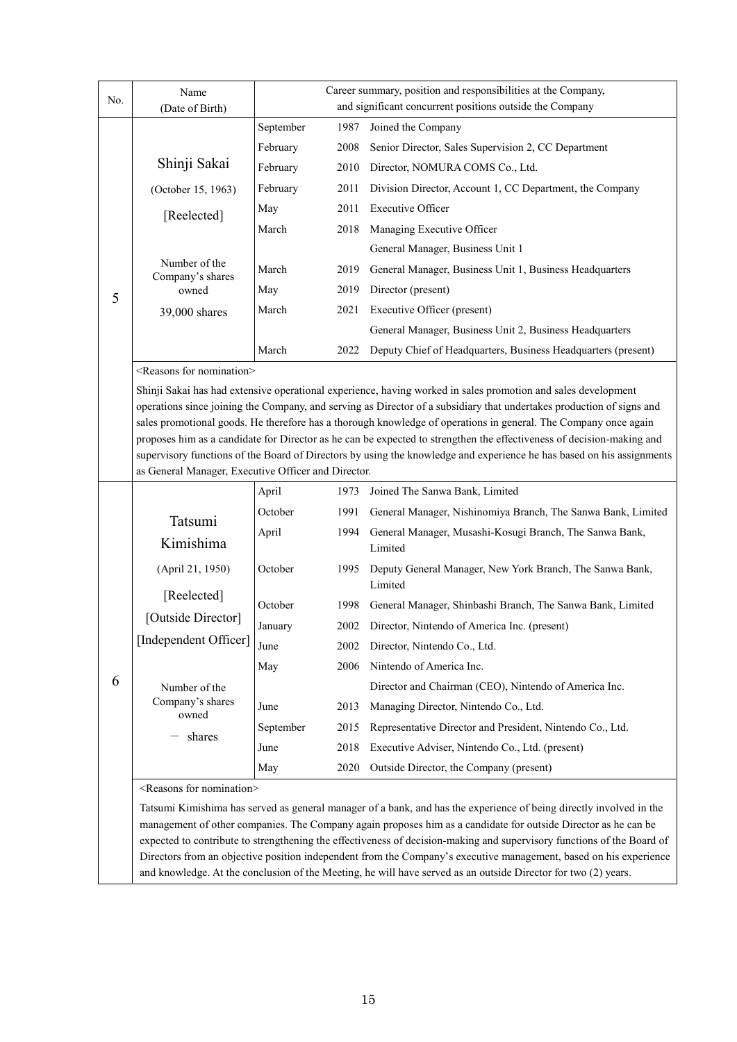| No. | Name (Date of Birth) | Career summary, position and responsibilities at the Company, and significant concurrent positions outside the Company | | |
|---|---|---|---|---|
| 5 | Shinji Sakai<br>(October 15, 1963)<br>[Reelected]<br><br>Number of the Company's shares owned<br>39,000 shares | September | 1987 | Joined the Company |
| | | February | 2008 | Senior Director, Sales Supervision 2, CC Department |
| | | February | 2010 | Director, NOMURA COMS Co., Ltd. |
| | | February | 2011 | Division Director, Account 1, CC Department, the Company |
| | | May | 2011 | Executive Officer |
| | | March | 2018 | Managing Executive Officer<br>General Manager, Business Unit 1 |
| | | March | 2019 | General Manager, Business Unit 1, Business Headquarters |
| | | May | 2019 | Director (present) |
| | | March | 2021 | Executive Officer (present)<br>General Manager, Business Unit 2, Business Headquarters |
| | | March | 2022 | Deputy Chief of Headquarters, Business Headquarters (present) |
| | <Reasons for nomination><br>Shinji Sakai has had extensive operational experience, having worked in sales promotion and sales development operations since joining the Company, and serving as Director of a subsidiary that undertakes production of signs and sales promotional goods. He therefore has a thorough knowledge of operations in general. The Company once again proposes him as a candidate for Director as he can be expected to strengthen the effectiveness of decision-making and supervisory functions of the Board of Directors by using the knowledge and experience he has based on his assignments as General Manager, Executive Officer and Director. | | | |
| 6 | Tatsumi Kimishima<br>(April 21, 1950)<br>[Reelected]<br>[Outside Director]<br>[Independent Officer]<br><br>Number of the Company's shares owned<br>— shares | April | 1973 | Joined The Sanwa Bank, Limited |
| | | October | 1991 | General Manager, Nishinomiya Branch, The Sanwa Bank, Limited |
| | | April | 1994 | General Manager, Musashi-Kosugi Branch, The Sanwa Bank, Limited |
| | | October | 1995 | Deputy General Manager, New York Branch, The Sanwa Bank, Limited |
| | | October | 1998 | General Manager, Shinbashi Branch, The Sanwa Bank, Limited |
| | | January | 2002 | Director, Nintendo of America Inc. (present) |
| | | June | 2002 | Director, Nintendo Co., Ltd. |
| | | May | 2006 | Nintendo of America Inc.<br>Director and Chairman (CEO), Nintendo of America Inc. |
| | | June | 2013 | Managing Director, Nintendo Co., Ltd. |
| | | September | 2015 | Representative Director and President, Nintendo Co., Ltd. |
| | | June | 2018 | Executive Adviser, Nintendo Co., Ltd. (present) |
| | | May | 2020 | Outside Director, the Company (present) |
| | <Reasons for nomination><br>Tatsumi Kimishima has served as general manager of a bank, and has the experience of being directly involved in the management of other companies. The Company again proposes him as a candidate for outside Director as he can be expected to contribute to strengthening the effectiveness of decision-making and supervisory functions of the Board of Directors from an objective position independent from the Company's executive management, based on his experience and knowledge. At the conclusion of the Meeting, he will have served as an outside Director for two (2) years. | | | |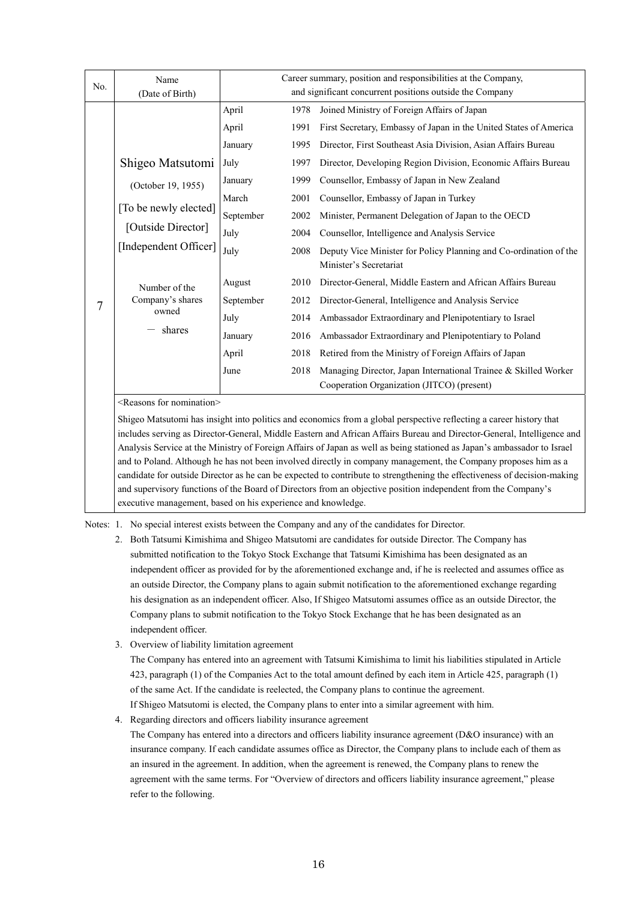| No. | Name (Date of Birth) | Career summary, position and responsibilities at the Company, and significant concurrent positions outside the Company | | |
|---|---|---|---|---|
| 7 | Shigeo Matsutomi (October 19, 1955) [To be newly elected] [Outside Director] [Independent Officer] Number of the Company's shares owned — shares | April | 1978 | Joined Ministry of Foreign Affairs of Japan |
| | | April | 1991 | First Secretary, Embassy of Japan in the United States of America |
| | | January | 1995 | Director, First Southeast Asia Division, Asian Affairs Bureau |
| | | July | 1997 | Director, Developing Region Division, Economic Affairs Bureau |
| | | January | 1999 | Counsellor, Embassy of Japan in New Zealand |
| | | March | 2001 | Counsellor, Embassy of Japan in Turkey |
| | | September | 2002 | Minister, Permanent Delegation of Japan to the OECD |
| | | July | 2004 | Counsellor, Intelligence and Analysis Service |
| | | July | 2008 | Deputy Vice Minister for Policy Planning and Co-ordination of the Minister's Secretariat |
| | | August | 2010 | Director-General, Middle Eastern and African Affairs Bureau |
| | | September | 2012 | Director-General, Intelligence and Analysis Service |
| | | July | 2014 | Ambassador Extraordinary and Plenipotentiary to Israel |
| | | January | 2016 | Ambassador Extraordinary and Plenipotentiary to Poland |
| | | April | 2018 | Retired from the Ministry of Foreign Affairs of Japan |
| | | June | 2018 | Managing Director, Japan International Trainee & Skilled Worker Cooperation Organization (JITCO) (present) |

<Reasons for nomination>

Shigeo Matsutomi has insight into politics and economics from a global perspective reflecting a career history that includes serving as Director-General, Middle Eastern and African Affairs Bureau and Director-General, Intelligence and Analysis Service at the Ministry of Foreign Affairs of Japan as well as being stationed as Japan's ambassador to Israel and to Poland. Although he has not been involved directly in company management, the Company proposes him as a candidate for outside Director as he can be expected to contribute to strengthening the effectiveness of decision-making and supervisory functions of the Board of Directors from an objective position independent from the Company's executive management, based on his experience and knowledge.

Notes:
1. No special interest exists between the Company and any of the candidates for Director.
2. Both Tatsumi Kimishima and Shigeo Matsutomi are candidates for outside Director. The Company has submitted notification to the Tokyo Stock Exchange that Tatsumi Kimishima has been designated as an independent officer as provided for by the aforementioned exchange and, if he is reelected and assumes office as an outside Director, the Company plans to again submit notification to the aforementioned exchange regarding his designation as an independent officer. Also, If Shigeo Matsutomi assumes office as an outside Director, the Company plans to submit notification to the Tokyo Stock Exchange that he has been designated as an independent officer.
3. Overview of liability limitation agreement
   The Company has entered into an agreement with Tatsumi Kimishima to limit his liabilities stipulated in Article 423, paragraph (1) of the Companies Act to the total amount defined by each item in Article 425, paragraph (1) of the same Act. If the candidate is reelected, the Company plans to continue the agreement.
   If Shigeo Matsutomi is elected, the Company plans to enter into a similar agreement with him.
4. Regarding directors and officers liability insurance agreement
   The Company has entered into a directors and officers liability insurance agreement (D&O insurance) with an insurance company. If each candidate assumes office as Director, the Company plans to include each of them as an insured in the agreement. In addition, when the agreement is renewed, the Company plans to renew the agreement with the same terms. For "Overview of directors and officers liability insurance agreement," please refer to the following.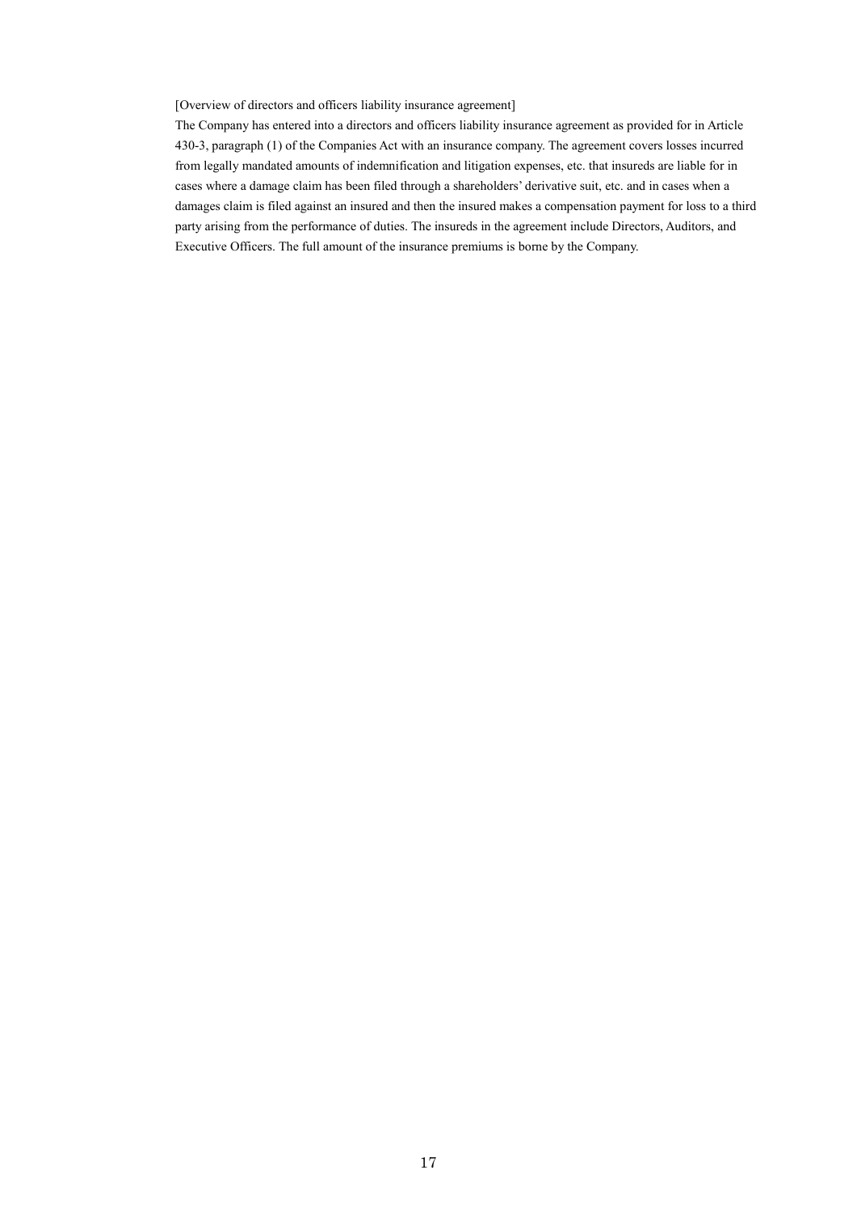[Overview of directors and officers liability insurance agreement]

The Company has entered into a directors and officers liability insurance agreement as provided for in Article 430-3, paragraph (1) of the Companies Act with an insurance company. The agreement covers losses incurred from legally mandated amounts of indemnification and litigation expenses, etc. that insureds are liable for in cases where a damage claim has been filed through a shareholders' derivative suit, etc. and in cases when a damages claim is filed against an insured and then the insured makes a compensation payment for loss to a third party arising from the performance of duties. The insureds in the agreement include Directors, Auditors, and Executive Officers. The full amount of the insurance premiums is borne by the Company.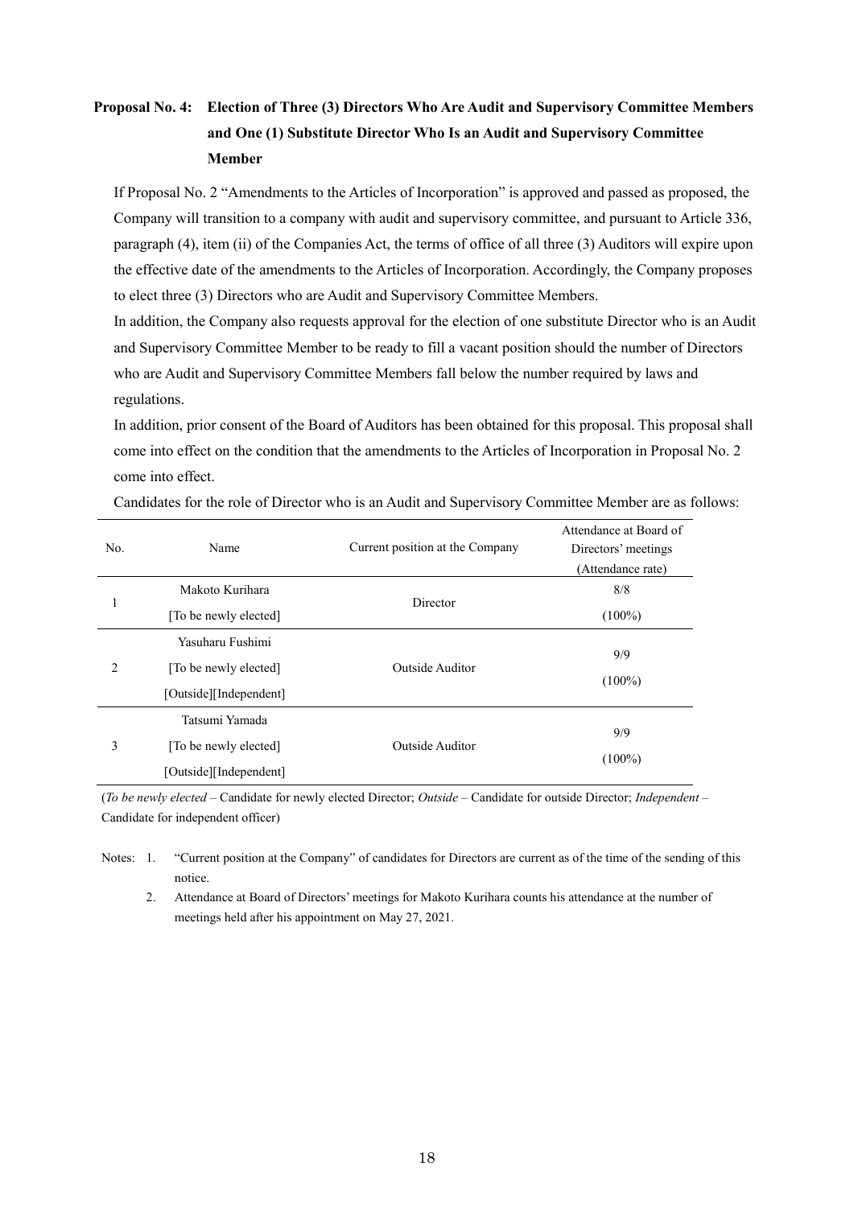## Proposal No. 4: Election of Three (3) Directors Who Are Audit and Supervisory Committee Members and One (1) Substitute Director Who Is an Audit and Supervisory Committee Member

If Proposal No. 2 "Amendments to the Articles of Incorporation" is approved and passed as proposed, the Company will transition to a company with audit and supervisory committee, and pursuant to Article 336, paragraph (4), item (ii) of the Companies Act, the terms of office of all three (3) Auditors will expire upon the effective date of the amendments to the Articles of Incorporation. Accordingly, the Company proposes to elect three (3) Directors who are Audit and Supervisory Committee Members.

In addition, the Company also requests approval for the election of one substitute Director who is an Audit and Supervisory Committee Member to be ready to fill a vacant position should the number of Directors who are Audit and Supervisory Committee Members fall below the number required by laws and regulations.

In addition, prior consent of the Board of Auditors has been obtained for this proposal. This proposal shall come into effect on the condition that the amendments to the Articles of Incorporation in Proposal No. 2 come into effect.

Candidates for the role of Director who is an Audit and Supervisory Committee Member are as follows:

| No. | Name | Current position at the Company | Attendance at Board of Directors' meetings (Attendance rate) |
|---|---|---|---|
| 1 | Makoto Kurihara [To be newly elected] | Director | 8/8 (100%) |
| 2 | Yasuharu Fushimi [To be newly elected] [Outside][Independent] | Outside Auditor | 9/9 (100%) |
| 3 | Tatsumi Yamada [To be newly elected] [Outside][Independent] | Outside Auditor | 9/9 (100%) |

(*To be newly elected* – Candidate for newly elected Director; *Outside* – Candidate for outside Director; *Independent* – Candidate for independent officer)

Notes:
1. "Current position at the Company" of candidates for Directors are current as of the time of the sending of this notice.
2. Attendance at Board of Directors' meetings for Makoto Kurihara counts his attendance at the number of meetings held after his appointment on May 27, 2021.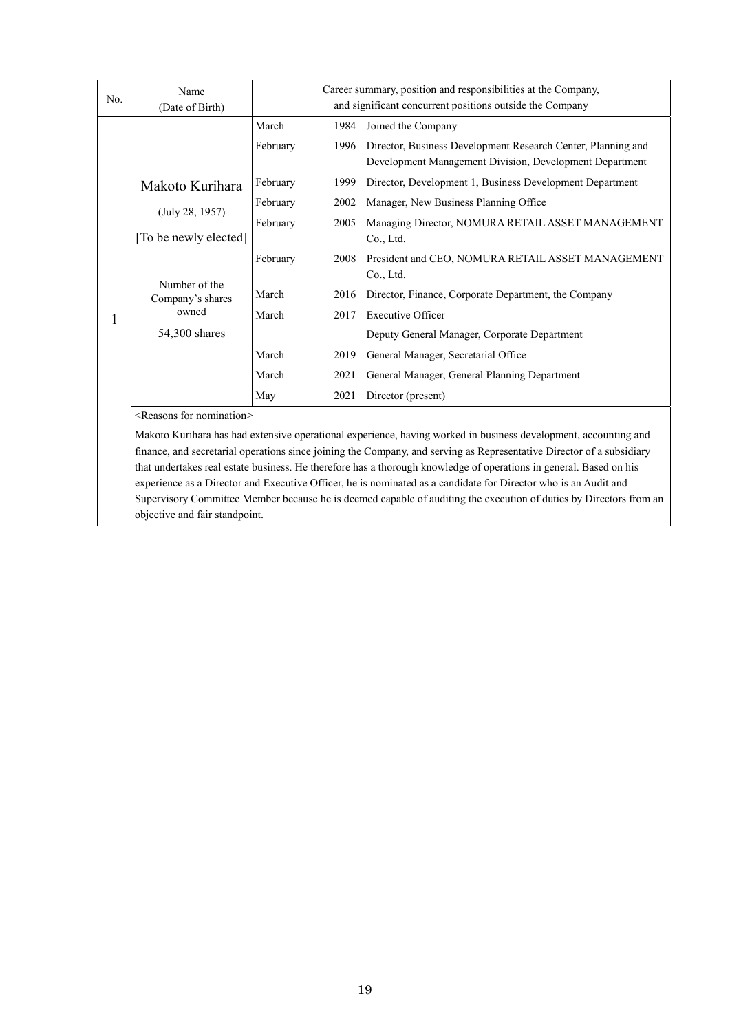| No. | Name (Date of Birth) | Career summary, position and responsibilities at the Company, and significant concurrent positions outside the Company | | |
|---|---|---|---|---|
| 1 | Makoto Kurihara (July 28, 1957) [To be newly elected] Number of the Company's shares owned 54,300 shares | March | 1984 | Joined the Company |
| | | February | 1996 | Director, Business Development Research Center, Planning and Development Management Division, Development Department |
| | | February | 1999 | Director, Development 1, Business Development Department |
| | | February | 2002 | Manager, New Business Planning Office |
| | | February | 2005 | Managing Director, NOMURA RETAIL ASSET MANAGEMENT Co., Ltd. |
| | | February | 2008 | President and CEO, NOMURA RETAIL ASSET MANAGEMENT Co., Ltd. |
| | | March | 2016 | Director, Finance, Corporate Department, the Company |
| | | March | 2017 | Executive Officer |
| | | | | Deputy General Manager, Corporate Department |
| | | March | 2019 | General Manager, Secretarial Office |
| | | March | 2021 | General Manager, General Planning Department |
| | | May | 2021 | Director (present) |

<Reasons for nomination>

Makoto Kurihara has had extensive operational experience, having worked in business development, accounting and finance, and secretarial operations since joining the Company, and serving as Representative Director of a subsidiary that undertakes real estate business. He therefore has a thorough knowledge of operations in general. Based on his experience as a Director and Executive Officer, he is nominated as a candidate for Director who is an Audit and Supervisory Committee Member because he is deemed capable of auditing the execution of duties by Directors from an objective and fair standpoint.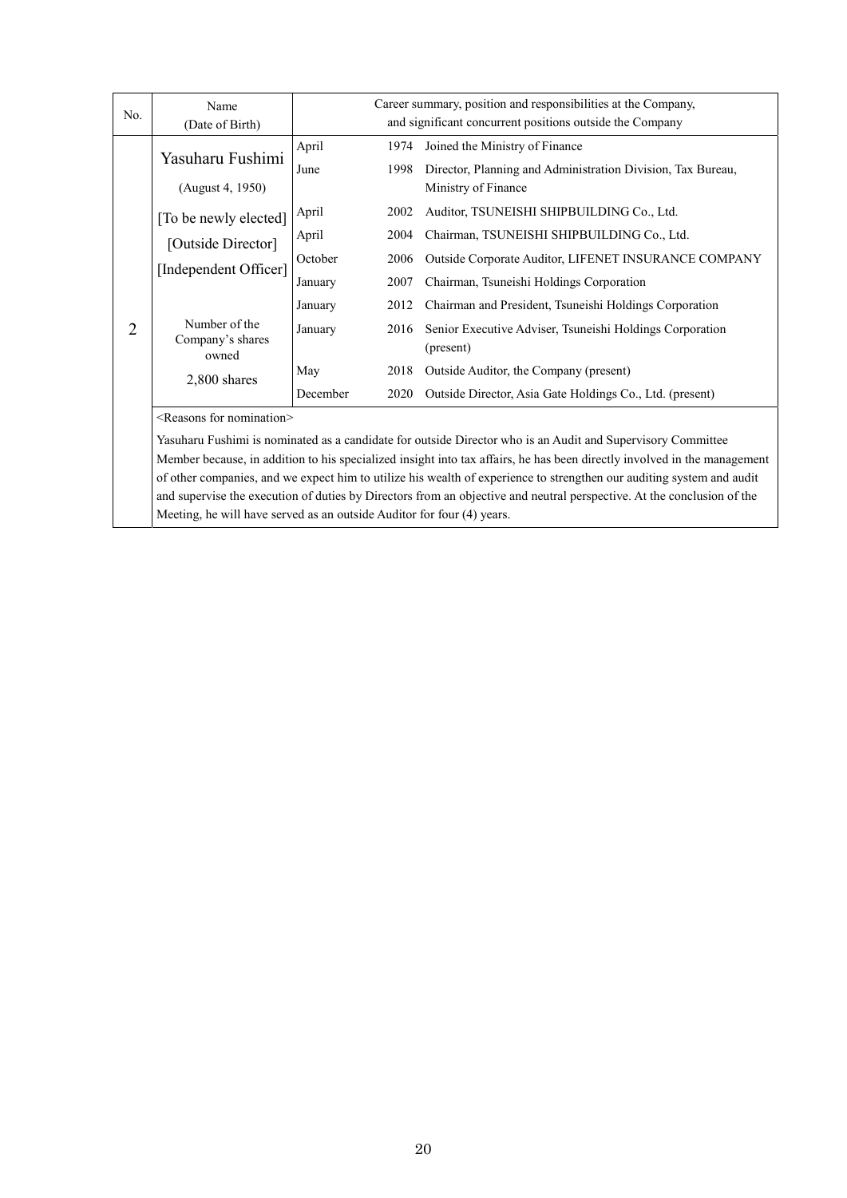| No. | Name (Date of Birth) | Career summary, position and responsibilities at the Company, and significant concurrent positions outside the Company | | |
|---|---|---|---|---|
| 2 | Yasuharu Fushimi (August 4, 1950) [To be newly elected] [Outside Director] [Independent Officer] Number of the Company's shares owned 2,800 shares | April | 1974 | Joined the Ministry of Finance |
| | | June | 1998 | Director, Planning and Administration Division, Tax Bureau, Ministry of Finance |
| | | April | 2002 | Auditor, TSUNEISHI SHIPBUILDING Co., Ltd. |
| | | April | 2004 | Chairman, TSUNEISHI SHIPBUILDING Co., Ltd. |
| | | October | 2006 | Outside Corporate Auditor, LIFENET INSURANCE COMPANY |
| | | January | 2007 | Chairman, Tsuneishi Holdings Corporation |
| | | January | 2012 | Chairman and President, Tsuneishi Holdings Corporation |
| | | January | 2016 | Senior Executive Adviser, Tsuneishi Holdings Corporation (present) |
| | | May | 2018 | Outside Auditor, the Company (present) |
| | | December | 2020 | Outside Director, Asia Gate Holdings Co., Ltd. (present) |

<Reasons for nomination>

Yasuharu Fushimi is nominated as a candidate for outside Director who is an Audit and Supervisory Committee Member because, in addition to his specialized insight into tax affairs, he has been directly involved in the management of other companies, and we expect him to utilize his wealth of experience to strengthen our auditing system and audit and supervise the execution of duties by Directors from an objective and neutral perspective. At the conclusion of the Meeting, he will have served as an outside Auditor for four (4) years.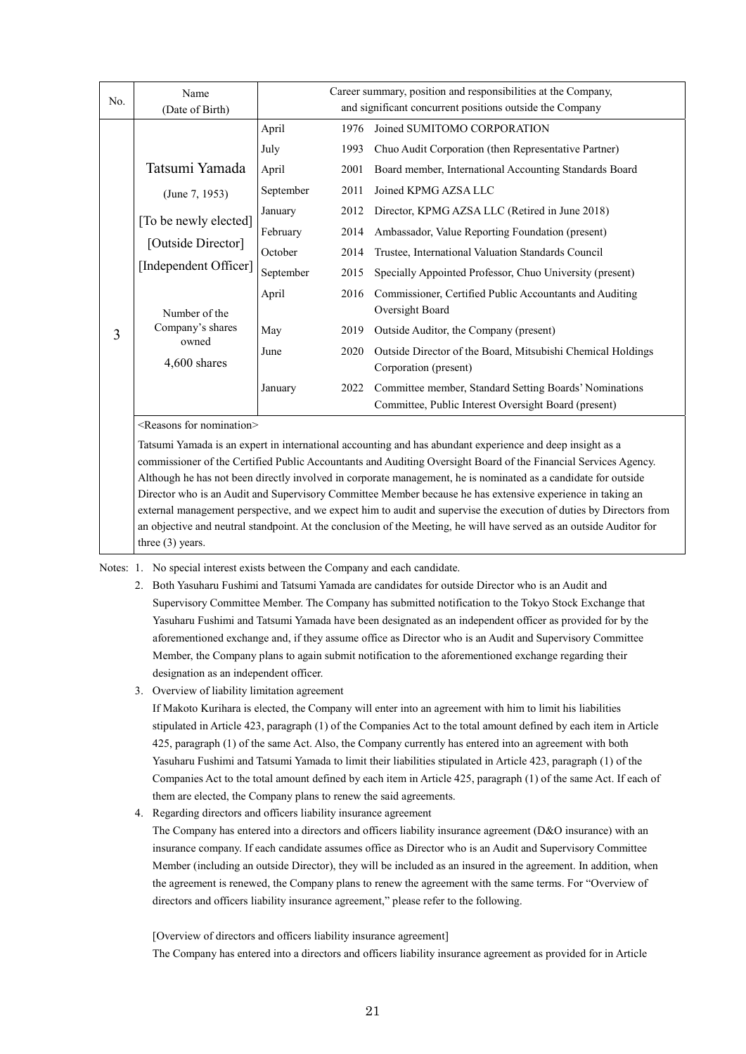| No. | Name (Date of Birth) | Career summary, position and responsibilities at the Company, and significant concurrent positions outside the Company | | |
|---|---|---|---|---|
| 3 | Tatsumi Yamada<br>(June 7, 1953)<br>[To be newly elected]<br>[Outside Director]<br>[Independent Officer]<br><br>Number of the Company's shares owned<br>4,600 shares | April | 1976 | Joined SUMITOMO CORPORATION |
| | | July | 1993 | Chuo Audit Corporation (then Representative Partner) |
| | | April | 2001 | Board member, International Accounting Standards Board |
| | | September | 2011 | Joined KPMG AZSA LLC |
| | | January | 2012 | Director, KPMG AZSA LLC (Retired in June 2018) |
| | | February | 2014 | Ambassador, Value Reporting Foundation (present) |
| | | October | 2014 | Trustee, International Valuation Standards Council |
| | | September | 2015 | Specially Appointed Professor, Chuo University (present) |
| | | April | 2016 | Commissioner, Certified Public Accountants and Auditing Oversight Board |
| | | May | 2019 | Outside Auditor, the Company (present) |
| | | June | 2020 | Outside Director of the Board, Mitsubishi Chemical Holdings Corporation (present) |
| | | January | 2022 | Committee member, Standard Setting Boards' Nominations Committee, Public Interest Oversight Board (present) |
| | <Reasons for nomination><br>Tatsumi Yamada is an expert in international accounting and has abundant experience and deep insight as a commissioner of the Certified Public Accountants and Auditing Oversight Board of the Financial Services Agency. Although he has not been directly involved in corporate management, he is nominated as a candidate for outside Director who is an Audit and Supervisory Committee Member because he has extensive experience in taking an external management perspective, and we expect him to audit and supervise the execution of duties by Directors from an objective and neutral standpoint. At the conclusion of the Meeting, he will have served as an outside Auditor for three (3) years. | | | |

Notes:

1. No special interest exists between the Company and each candidate.
2. Both Yasuharu Fushimi and Tatsumi Yamada are candidates for outside Director who is an Audit and Supervisory Committee Member. The Company has submitted notification to the Tokyo Stock Exchange that Yasuharu Fushimi and Tatsumi Yamada have been designated as an independent officer as provided for by the aforementioned exchange and, if they assume office as Director who is an Audit and Supervisory Committee Member, the Company plans to again submit notification to the aforementioned exchange regarding their designation as an independent officer.
3. Overview of liability limitation agreement

   If Makoto Kurihara is elected, the Company will enter into an agreement with him to limit his liabilities stipulated in Article 423, paragraph (1) of the Companies Act to the total amount defined by each item in Article 425, paragraph (1) of the same Act. Also, the Company currently has entered into an agreement with both Yasuharu Fushimi and Tatsumi Yamada to limit their liabilities stipulated in Article 423, paragraph (1) of the Companies Act to the total amount defined by each item in Article 425, paragraph (1) of the same Act. If each of them are elected, the Company plans to renew the said agreements.
4. Regarding directors and officers liability insurance agreement

   The Company has entered into a directors and officers liability insurance agreement (D&O insurance) with an insurance company. If each candidate assumes office as Director who is an Audit and Supervisory Committee Member (including an outside Director), they will be included as an insured in the agreement. In addition, when the agreement is renewed, the Company plans to renew the agreement with the same terms. For "Overview of directors and officers liability insurance agreement," please refer to the following.

   [Overview of directors and officers liability insurance agreement]

   The Company has entered into a directors and officers liability insurance agreement as provided for in Article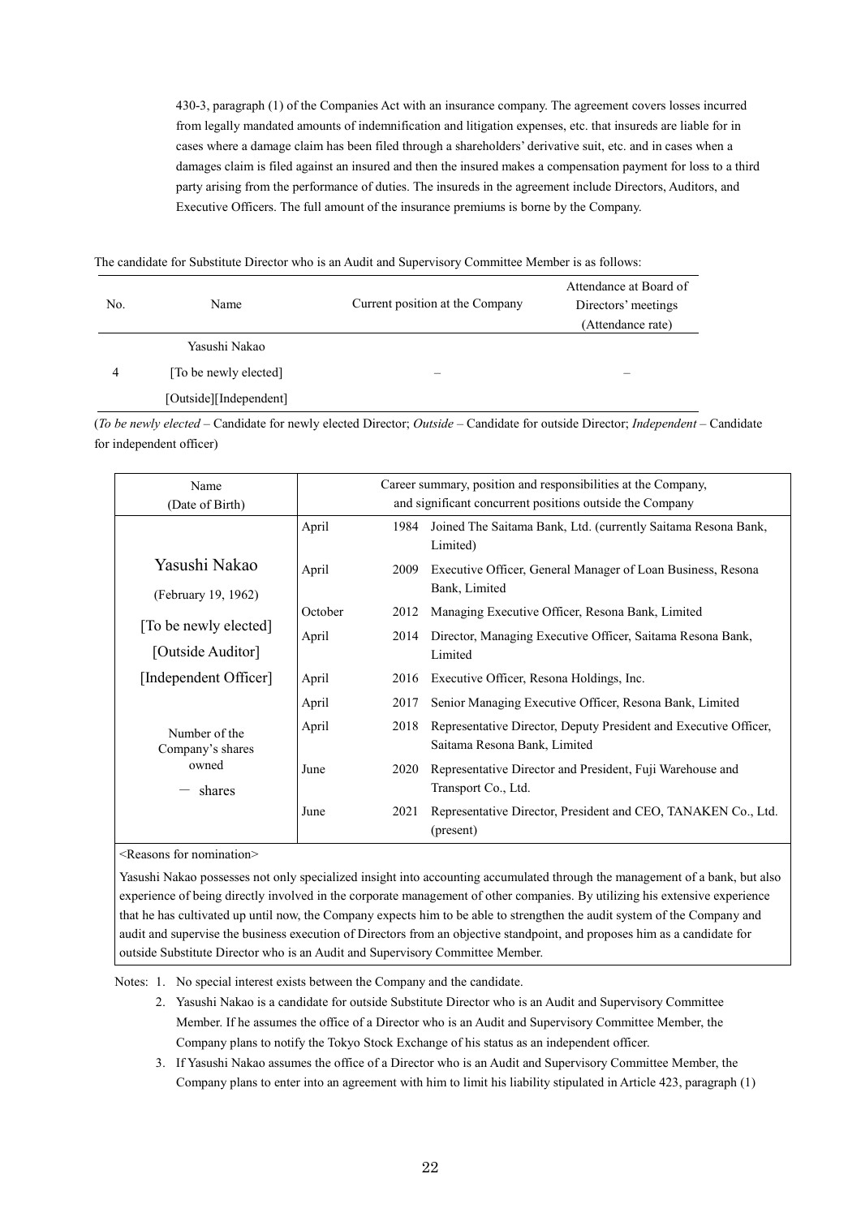430-3, paragraph (1) of the Companies Act with an insurance company. The agreement covers losses incurred from legally mandated amounts of indemnification and litigation expenses, etc. that insureds are liable for in cases where a damage claim has been filed through a shareholders' derivative suit, etc. and in cases when a damages claim is filed against an insured and then the insured makes a compensation payment for loss to a third party arising from the performance of duties. The insureds in the agreement include Directors, Auditors, and Executive Officers. The full amount of the insurance premiums is borne by the Company.

The candidate for Substitute Director who is an Audit and Supervisory Committee Member is as follows:

| No. | Name | Current position at the Company | Attendance at Board of Directors' meetings (Attendance rate) |
|---|---|---|---|
| 4 | Yasushi Nakao<br>[To be newly elected]<br>[Outside][Independent] | – | – |

(*To be newly elected* – Candidate for newly elected Director; *Outside* – Candidate for outside Director; *Independent* – Candidate for independent officer)

| Name (Date of Birth) | Career summary, position and responsibilities at the Company, and significant concurrent positions outside the Company | | |
|---|---|---|---|
| Yasushi Nakao<br>(February 19, 1962)<br>[To be newly elected]<br>[Outside Auditor]<br>[Independent Officer]<br><br>Number of the Company's shares owned<br>– shares | April | 1984 | Joined The Saitama Bank, Ltd. (currently Saitama Resona Bank, Limited) |
| | April | 2009 | Executive Officer, General Manager of Loan Business, Resona Bank, Limited |
| | October | 2012 | Managing Executive Officer, Resona Bank, Limited |
| | April | 2014 | Director, Managing Executive Officer, Saitama Resona Bank, Limited |
| | April | 2016 | Executive Officer, Resona Holdings, Inc. |
| | April | 2017 | Senior Managing Executive Officer, Resona Bank, Limited |
| | April | 2018 | Representative Director, Deputy President and Executive Officer, Saitama Resona Bank, Limited |
| | June | 2020 | Representative Director and President, Fuji Warehouse and Transport Co., Ltd. |
| | June | 2021 | Representative Director, President and CEO, TANAKEN Co., Ltd. (present) |

<Reasons for nomination>

Yasushi Nakao possesses not only specialized insight into accounting accumulated through the management of a bank, but also experience of being directly involved in the corporate management of other companies. By utilizing his extensive experience that he has cultivated up until now, the Company expects him to be able to strengthen the audit system of the Company and audit and supervise the business execution of Directors from an objective standpoint, and proposes him as a candidate for outside Substitute Director who is an Audit and Supervisory Committee Member.

Notes:
1. No special interest exists between the Company and the candidate.
2. Yasushi Nakao is a candidate for outside Substitute Director who is an Audit and Supervisory Committee Member. If he assumes the office of a Director who is an Audit and Supervisory Committee Member, the Company plans to notify the Tokyo Stock Exchange of his status as an independent officer.
3. If Yasushi Nakao assumes the office of a Director who is an Audit and Supervisory Committee Member, the Company plans to enter into an agreement with him to limit his liability stipulated in Article 423, paragraph (1)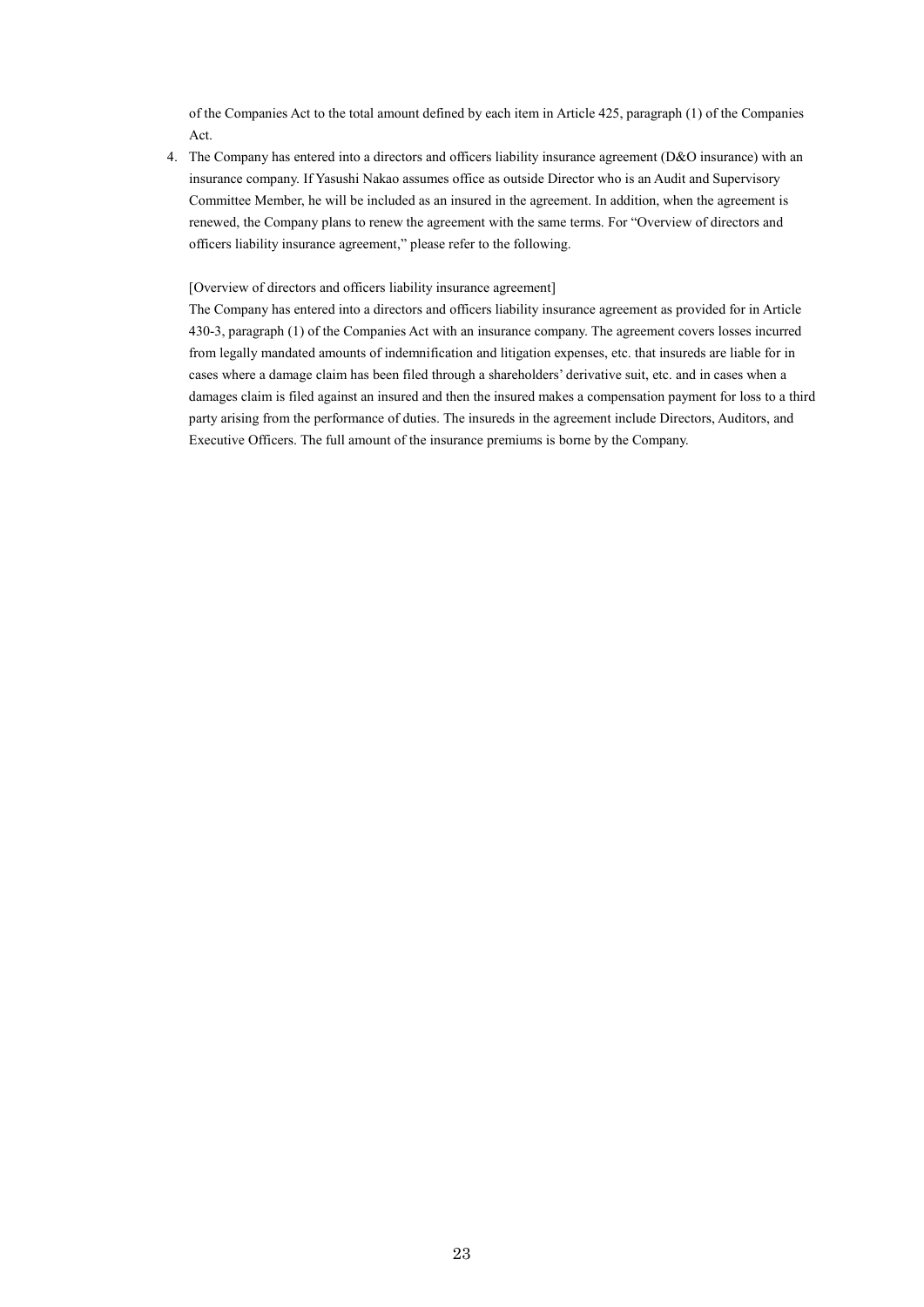of the Companies Act to the total amount defined by each item in Article 425, paragraph (1) of the Companies Act.

4. The Company has entered into a directors and officers liability insurance agreement (D&O insurance) with an insurance company. If Yasushi Nakao assumes office as outside Director who is an Audit and Supervisory Committee Member, he will be included as an insured in the agreement. In addition, when the agreement is renewed, the Company plans to renew the agreement with the same terms. For "Overview of directors and officers liability insurance agreement," please refer to the following.

   [Overview of directors and officers liability insurance agreement]

   The Company has entered into a directors and officers liability insurance agreement as provided for in Article 430-3, paragraph (1) of the Companies Act with an insurance company. The agreement covers losses incurred from legally mandated amounts of indemnification and litigation expenses, etc. that insureds are liable for in cases where a damage claim has been filed through a shareholders' derivative suit, etc. and in cases when a damages claim is filed against an insured and then the insured makes a compensation payment for loss to a third party arising from the performance of duties. The insureds in the agreement include Directors, Auditors, and Executive Officers. The full amount of the insurance premiums is borne by the Company.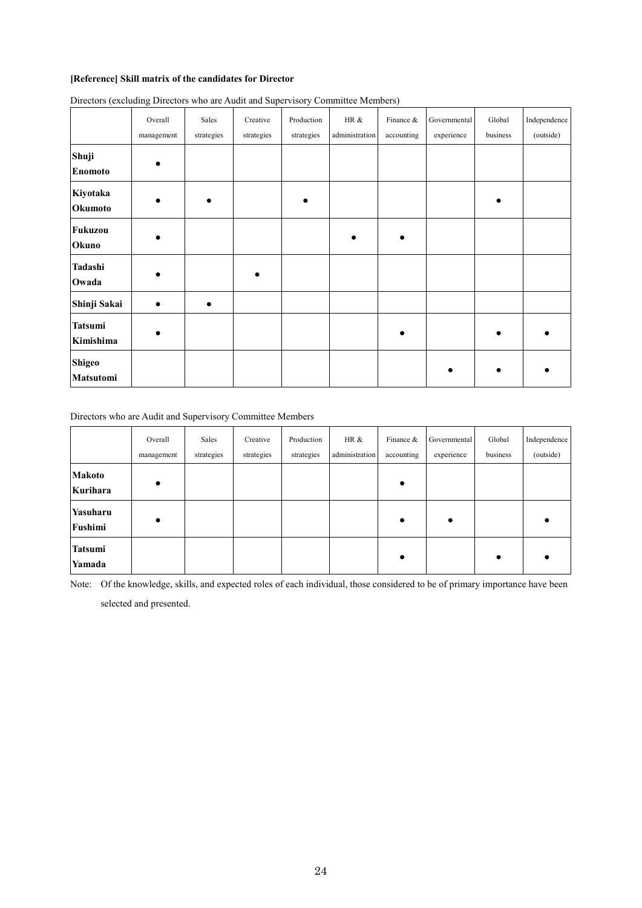**[Reference] Skill matrix of the candidates for Director**

Directors (excluding Directors who are Audit and Supervisory Committee Members)

| | Overall management | Sales strategies | Creative strategies | Production strategies | HR & administration | Finance & accounting | Governmental experience | Global business | Independence (outside) |
|---|---|---|---|---|---|---|---|---|---|
| **Shuji Enomoto** | ● | | | | | | | | |
| **Kiyotaka Okumoto** | ● | ● | | ● | | | | ● | |
| **Fukuzou Okuno** | ● | | | | ● | ● | | | |
| **Tadashi Owada** | ● | | ● | | | | | | |
| **Shinji Sakai** | ● | ● | | | | | | | |
| **Tatsumi Kimishima** | ● | | | | | ● | | ● | ● |
| **Shigeo Matsutomi** | | | | | | | ● | ● | ● |

Directors who are Audit and Supervisory Committee Members

| | Overall management | Sales strategies | Creative strategies | Production strategies | HR & administration | Finance & accounting | Governmental experience | Global business | Independence (outside) |
|---|---|---|---|---|---|---|---|---|---|
| **Makoto Kurihara** | ● | | | | | ● | | | |
| **Yasuharu Fushimi** | ● | | | | | ● | ● | | ● |
| **Tatsumi Yamada** | | | | | | ● | | ● | ● |

Note: Of the knowledge, skills, and expected roles of each individual, those considered to be of primary importance have been selected and presented.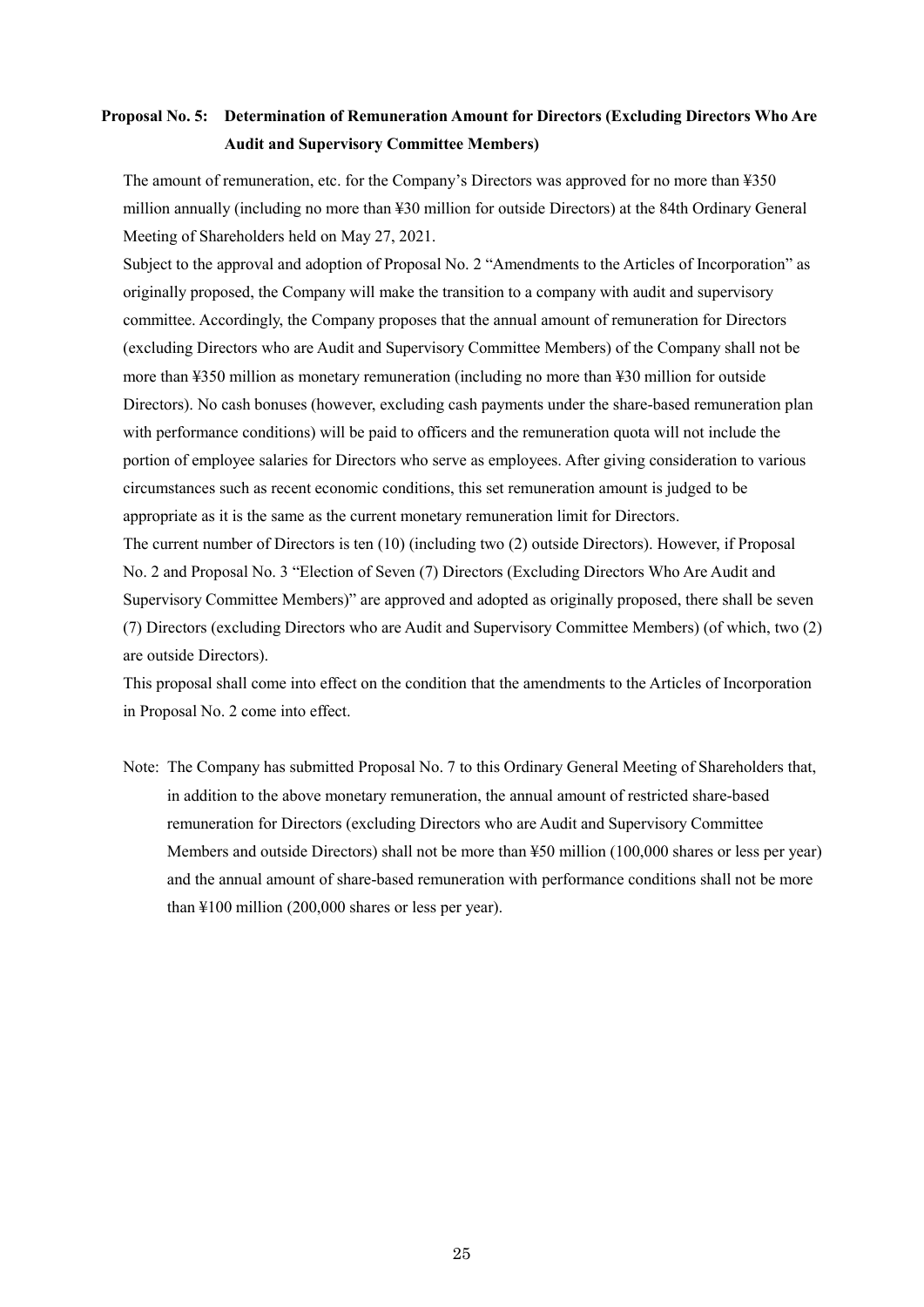### Proposal No. 5: Determination of Remuneration Amount for Directors (Excluding Directors Who Are Audit and Supervisory Committee Members)

The amount of remuneration, etc. for the Company's Directors was approved for no more than ¥350 million annually (including no more than ¥30 million for outside Directors) at the 84th Ordinary General Meeting of Shareholders held on May 27, 2021.

Subject to the approval and adoption of Proposal No. 2 "Amendments to the Articles of Incorporation" as originally proposed, the Company will make the transition to a company with audit and supervisory committee. Accordingly, the Company proposes that the annual amount of remuneration for Directors (excluding Directors who are Audit and Supervisory Committee Members) of the Company shall not be more than ¥350 million as monetary remuneration (including no more than ¥30 million for outside Directors). No cash bonuses (however, excluding cash payments under the share-based remuneration plan with performance conditions) will be paid to officers and the remuneration quota will not include the portion of employee salaries for Directors who serve as employees. After giving consideration to various circumstances such as recent economic conditions, this set remuneration amount is judged to be appropriate as it is the same as the current monetary remuneration limit for Directors.

The current number of Directors is ten (10) (including two (2) outside Directors). However, if Proposal No. 2 and Proposal No. 3 "Election of Seven (7) Directors (Excluding Directors Who Are Audit and Supervisory Committee Members)" are approved and adopted as originally proposed, there shall be seven (7) Directors (excluding Directors who are Audit and Supervisory Committee Members) (of which, two (2) are outside Directors).

This proposal shall come into effect on the condition that the amendments to the Articles of Incorporation in Proposal No. 2 come into effect.

Note: The Company has submitted Proposal No. 7 to this Ordinary General Meeting of Shareholders that, in addition to the above monetary remuneration, the annual amount of restricted share-based remuneration for Directors (excluding Directors who are Audit and Supervisory Committee Members and outside Directors) shall not be more than ¥50 million (100,000 shares or less per year) and the annual amount of share-based remuneration with performance conditions shall not be more than ¥100 million (200,000 shares or less per year).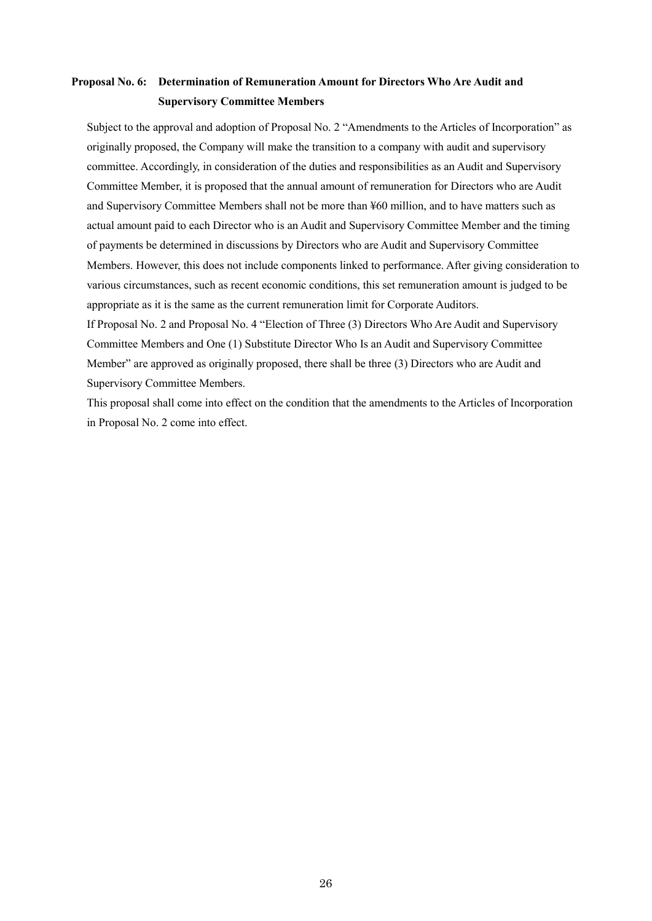### Proposal No. 6: Determination of Remuneration Amount for Directors Who Are Audit and Supervisory Committee Members

Subject to the approval and adoption of Proposal No. 2 "Amendments to the Articles of Incorporation" as originally proposed, the Company will make the transition to a company with audit and supervisory committee. Accordingly, in consideration of the duties and responsibilities as an Audit and Supervisory Committee Member, it is proposed that the annual amount of remuneration for Directors who are Audit and Supervisory Committee Members shall not be more than ¥60 million, and to have matters such as actual amount paid to each Director who is an Audit and Supervisory Committee Member and the timing of payments be determined in discussions by Directors who are Audit and Supervisory Committee Members. However, this does not include components linked to performance. After giving consideration to various circumstances, such as recent economic conditions, this set remuneration amount is judged to be appropriate as it is the same as the current remuneration limit for Corporate Auditors.

If Proposal No. 2 and Proposal No. 4 "Election of Three (3) Directors Who Are Audit and Supervisory Committee Members and One (1) Substitute Director Who Is an Audit and Supervisory Committee Member" are approved as originally proposed, there shall be three (3) Directors who are Audit and Supervisory Committee Members.

This proposal shall come into effect on the condition that the amendments to the Articles of Incorporation in Proposal No. 2 come into effect.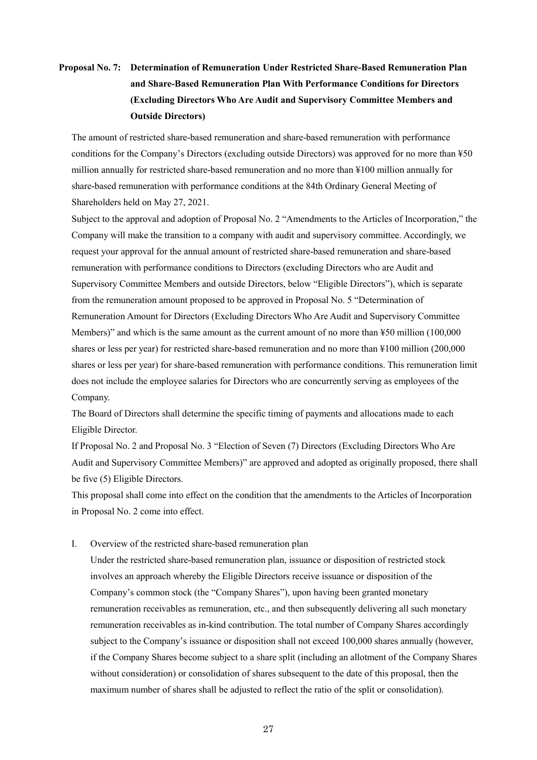## Proposal No. 7: Determination of Remuneration Under Restricted Share-Based Remuneration Plan and Share-Based Remuneration Plan With Performance Conditions for Directors (Excluding Directors Who Are Audit and Supervisory Committee Members and Outside Directors)

The amount of restricted share-based remuneration and share-based remuneration with performance conditions for the Company's Directors (excluding outside Directors) was approved for no more than ¥50 million annually for restricted share-based remuneration and no more than ¥100 million annually for share-based remuneration with performance conditions at the 84th Ordinary General Meeting of Shareholders held on May 27, 2021.

Subject to the approval and adoption of Proposal No. 2 "Amendments to the Articles of Incorporation," the Company will make the transition to a company with audit and supervisory committee. Accordingly, we request your approval for the annual amount of restricted share-based remuneration and share-based remuneration with performance conditions to Directors (excluding Directors who are Audit and Supervisory Committee Members and outside Directors, below "Eligible Directors"), which is separate from the remuneration amount proposed to be approved in Proposal No. 5 "Determination of Remuneration Amount for Directors (Excluding Directors Who Are Audit and Supervisory Committee Members)" and which is the same amount as the current amount of no more than ¥50 million (100,000 shares or less per year) for restricted share-based remuneration and no more than ¥100 million (200,000 shares or less per year) for share-based remuneration with performance conditions. This remuneration limit does not include the employee salaries for Directors who are concurrently serving as employees of the Company.

The Board of Directors shall determine the specific timing of payments and allocations made to each Eligible Director.

If Proposal No. 2 and Proposal No. 3 "Election of Seven (7) Directors (Excluding Directors Who Are Audit and Supervisory Committee Members)" are approved and adopted as originally proposed, there shall be five (5) Eligible Directors.

This proposal shall come into effect on the condition that the amendments to the Articles of Incorporation in Proposal No. 2 come into effect.

I. Overview of the restricted share-based remuneration plan

Under the restricted share-based remuneration plan, issuance or disposition of restricted stock involves an approach whereby the Eligible Directors receive issuance or disposition of the Company's common stock (the "Company Shares"), upon having been granted monetary remuneration receivables as remuneration, etc., and then subsequently delivering all such monetary remuneration receivables as in-kind contribution. The total number of Company Shares accordingly subject to the Company's issuance or disposition shall not exceed 100,000 shares annually (however, if the Company Shares become subject to a share split (including an allotment of the Company Shares without consideration) or consolidation of shares subsequent to the date of this proposal, then the maximum number of shares shall be adjusted to reflect the ratio of the split or consolidation).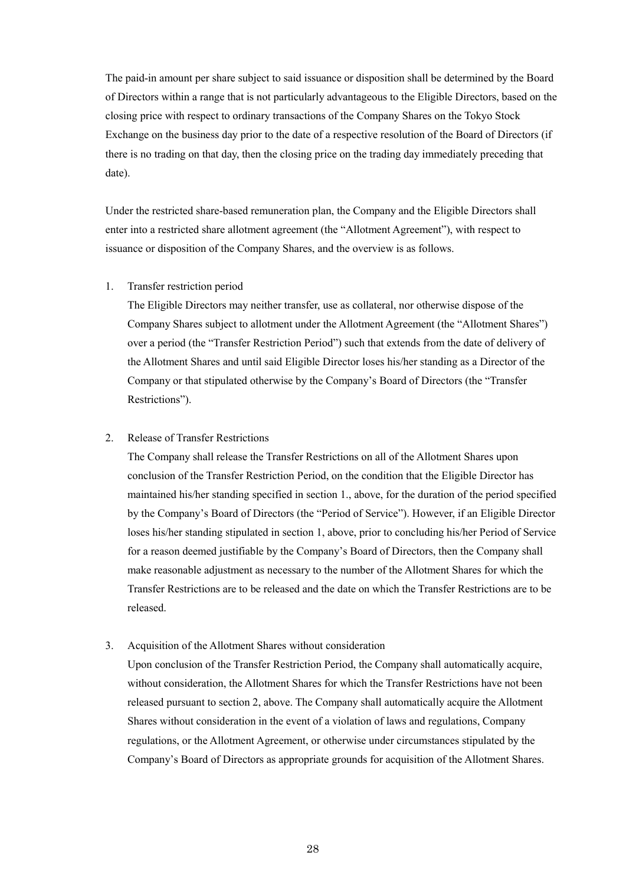The paid-in amount per share subject to said issuance or disposition shall be determined by the Board of Directors within a range that is not particularly advantageous to the Eligible Directors, based on the closing price with respect to ordinary transactions of the Company Shares on the Tokyo Stock Exchange on the business day prior to the date of a respective resolution of the Board of Directors (if there is no trading on that day, then the closing price on the trading day immediately preceding that date).

Under the restricted share-based remuneration plan, the Company and the Eligible Directors shall enter into a restricted share allotment agreement (the "Allotment Agreement"), with respect to issuance or disposition of the Company Shares, and the overview is as follows.

1. Transfer restriction period

   The Eligible Directors may neither transfer, use as collateral, nor otherwise dispose of the Company Shares subject to allotment under the Allotment Agreement (the "Allotment Shares") over a period (the "Transfer Restriction Period") such that extends from the date of delivery of the Allotment Shares and until said Eligible Director loses his/her standing as a Director of the Company or that stipulated otherwise by the Company's Board of Directors (the "Transfer Restrictions").

2. Release of Transfer Restrictions

   The Company shall release the Transfer Restrictions on all of the Allotment Shares upon conclusion of the Transfer Restriction Period, on the condition that the Eligible Director has maintained his/her standing specified in section 1., above, for the duration of the period specified by the Company's Board of Directors (the "Period of Service"). However, if an Eligible Director loses his/her standing stipulated in section 1, above, prior to concluding his/her Period of Service for a reason deemed justifiable by the Company's Board of Directors, then the Company shall make reasonable adjustment as necessary to the number of the Allotment Shares for which the Transfer Restrictions are to be released and the date on which the Transfer Restrictions are to be released.

3. Acquisition of the Allotment Shares without consideration

   Upon conclusion of the Transfer Restriction Period, the Company shall automatically acquire, without consideration, the Allotment Shares for which the Transfer Restrictions have not been released pursuant to section 2, above. The Company shall automatically acquire the Allotment Shares without consideration in the event of a violation of laws and regulations, Company regulations, or the Allotment Agreement, or otherwise under circumstances stipulated by the Company's Board of Directors as appropriate grounds for acquisition of the Allotment Shares.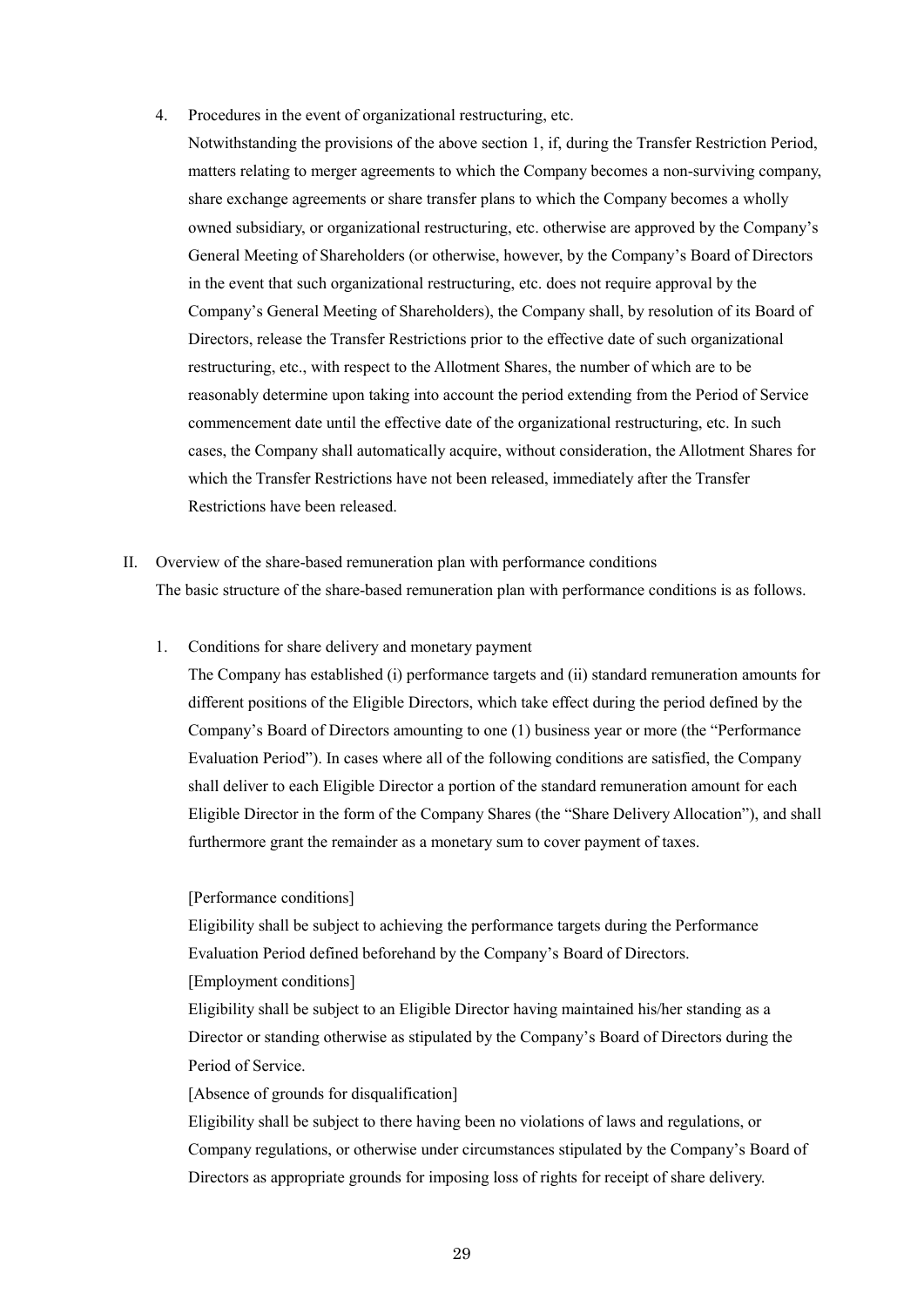4. Procedures in the event of organizational restructuring, etc.

   Notwithstanding the provisions of the above section 1, if, during the Transfer Restriction Period, matters relating to merger agreements to which the Company becomes a non-surviving company, share exchange agreements or share transfer plans to which the Company becomes a wholly owned subsidiary, or organizational restructuring, etc. otherwise are approved by the Company's General Meeting of Shareholders (or otherwise, however, by the Company's Board of Directors in the event that such organizational restructuring, etc. does not require approval by the Company's General Meeting of Shareholders), the Company shall, by resolution of its Board of Directors, release the Transfer Restrictions prior to the effective date of such organizational restructuring, etc., with respect to the Allotment Shares, the number of which are to be reasonably determine upon taking into account the period extending from the Period of Service commencement date until the effective date of the organizational restructuring, etc. In such cases, the Company shall automatically acquire, without consideration, the Allotment Shares for which the Transfer Restrictions have not been released, immediately after the Transfer Restrictions have been released.

II. Overview of the share-based remuneration plan with performance conditions

The basic structure of the share-based remuneration plan with performance conditions is as follows.

1. Conditions for share delivery and monetary payment

   The Company has established (i) performance targets and (ii) standard remuneration amounts for different positions of the Eligible Directors, which take effect during the period defined by the Company's Board of Directors amounting to one (1) business year or more (the "Performance Evaluation Period"). In cases where all of the following conditions are satisfied, the Company shall deliver to each Eligible Director a portion of the standard remuneration amount for each Eligible Director in the form of the Company Shares (the "Share Delivery Allocation"), and shall furthermore grant the remainder as a monetary sum to cover payment of taxes.

   [Performance conditions]

   Eligibility shall be subject to achieving the performance targets during the Performance Evaluation Period defined beforehand by the Company's Board of Directors.

   [Employment conditions]

   Eligibility shall be subject to an Eligible Director having maintained his/her standing as a Director or standing otherwise as stipulated by the Company's Board of Directors during the Period of Service.

   [Absence of grounds for disqualification]

   Eligibility shall be subject to there having been no violations of laws and regulations, or Company regulations, or otherwise under circumstances stipulated by the Company's Board of Directors as appropriate grounds for imposing loss of rights for receipt of share delivery.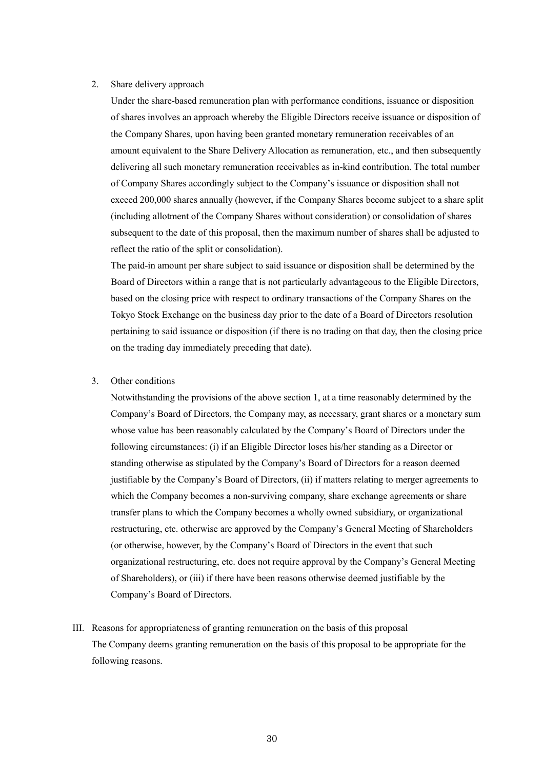2. Share delivery approach

Under the share-based remuneration plan with performance conditions, issuance or disposition of shares involves an approach whereby the Eligible Directors receive issuance or disposition of the Company Shares, upon having been granted monetary remuneration receivables of an amount equivalent to the Share Delivery Allocation as remuneration, etc., and then subsequently delivering all such monetary remuneration receivables as in-kind contribution. The total number of Company Shares accordingly subject to the Company's issuance or disposition shall not exceed 200,000 shares annually (however, if the Company Shares become subject to a share split (including allotment of the Company Shares without consideration) or consolidation of shares subsequent to the date of this proposal, then the maximum number of shares shall be adjusted to reflect the ratio of the split or consolidation).

The paid-in amount per share subject to said issuance or disposition shall be determined by the Board of Directors within a range that is not particularly advantageous to the Eligible Directors, based on the closing price with respect to ordinary transactions of the Company Shares on the Tokyo Stock Exchange on the business day prior to the date of a Board of Directors resolution pertaining to said issuance or disposition (if there is no trading on that day, then the closing price on the trading day immediately preceding that date).

3. Other conditions

Notwithstanding the provisions of the above section 1, at a time reasonably determined by the Company's Board of Directors, the Company may, as necessary, grant shares or a monetary sum whose value has been reasonably calculated by the Company's Board of Directors under the following circumstances: (i) if an Eligible Director loses his/her standing as a Director or standing otherwise as stipulated by the Company's Board of Directors for a reason deemed justifiable by the Company's Board of Directors, (ii) if matters relating to merger agreements to which the Company becomes a non-surviving company, share exchange agreements or share transfer plans to which the Company becomes a wholly owned subsidiary, or organizational restructuring, etc. otherwise are approved by the Company's General Meeting of Shareholders (or otherwise, however, by the Company's Board of Directors in the event that such organizational restructuring, etc. does not require approval by the Company's General Meeting of Shareholders), or (iii) if there have been reasons otherwise deemed justifiable by the Company's Board of Directors.

III. Reasons for appropriateness of granting remuneration on the basis of this proposal

The Company deems granting remuneration on the basis of this proposal to be appropriate for the following reasons.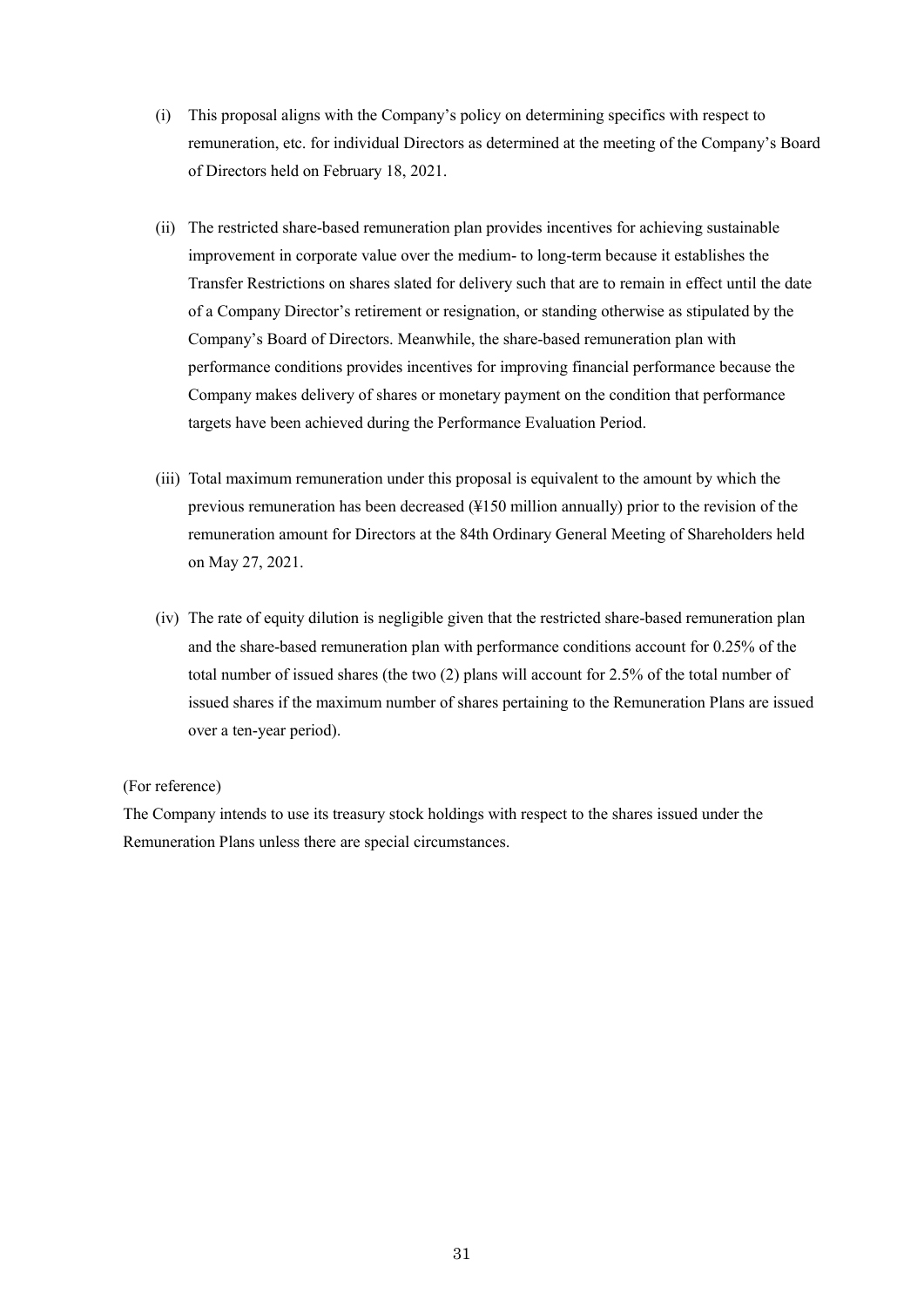(i) This proposal aligns with the Company's policy on determining specifics with respect to remuneration, etc. for individual Directors as determined at the meeting of the Company's Board of Directors held on February 18, 2021.

(ii) The restricted share-based remuneration plan provides incentives for achieving sustainable improvement in corporate value over the medium- to long-term because it establishes the Transfer Restrictions on shares slated for delivery such that are to remain in effect until the date of a Company Director's retirement or resignation, or standing otherwise as stipulated by the Company's Board of Directors. Meanwhile, the share-based remuneration plan with performance conditions provides incentives for improving financial performance because the Company makes delivery of shares or monetary payment on the condition that performance targets have been achieved during the Performance Evaluation Period.

(iii) Total maximum remuneration under this proposal is equivalent to the amount by which the previous remuneration has been decreased (¥150 million annually) prior to the revision of the remuneration amount for Directors at the 84th Ordinary General Meeting of Shareholders held on May 27, 2021.

(iv) The rate of equity dilution is negligible given that the restricted share-based remuneration plan and the share-based remuneration plan with performance conditions account for 0.25% of the total number of issued shares (the two (2) plans will account for 2.5% of the total number of issued shares if the maximum number of shares pertaining to the Remuneration Plans are issued over a ten-year period).

(For reference)

The Company intends to use its treasury stock holdings with respect to the shares issued under the Remuneration Plans unless there are special circumstances.